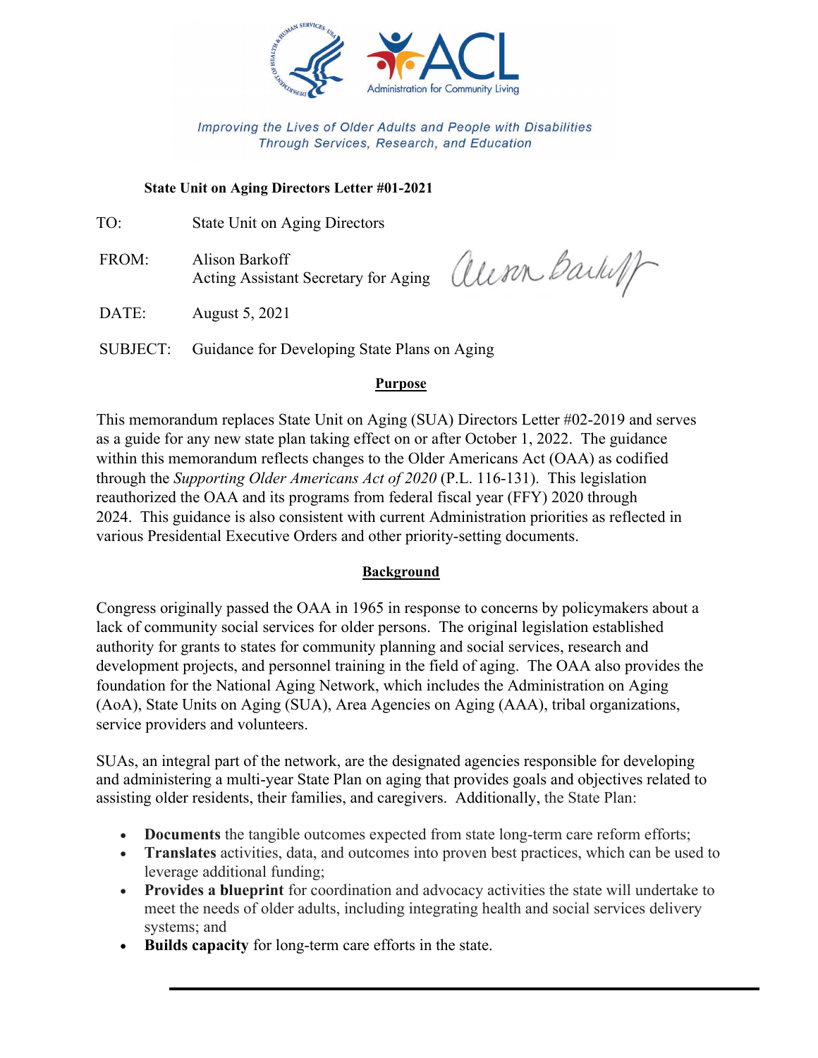Improving the Lives of Older Adults and People with Disabilities Through Services, Research, and Education

**State Unit on Aging Directors Letter #01-2021**

TO: State Unit on Aging Directors

FROM: Alison Barkoff
Acting Assistant Secretary for Aging

DATE: August 5, 2021

SUBJECT: Guidance for Developing State Plans on Aging

## Purpose

This memorandum replaces State Unit on Aging (SUA) Directors Letter #02-2019 and serves as a guide for any new state plan taking effect on or after October 1, 2022. The guidance within this memorandum reflects changes to the Older Americans Act (OAA) as codified through the *Supporting Older Americans Act of 2020* (P.L. 116-131). This legislation reauthorized the OAA and its programs from federal fiscal year (FFY) 2020 through 2024. This guidance is also consistent with current Administration priorities as reflected in various Presidential Executive Orders and other priority-setting documents.

## Background

Congress originally passed the OAA in 1965 in response to concerns by policymakers about a lack of community social services for older persons. The original legislation established authority for grants to states for community planning and social services, research and development projects, and personnel training in the field of aging. The OAA also provides the foundation for the National Aging Network, which includes the Administration on Aging (AoA), State Units on Aging (SUA), Area Agencies on Aging (AAA), tribal organizations, service providers and volunteers.

SUAs, an integral part of the network, are the designated agencies responsible for developing and administering a multi-year State Plan on aging that provides goals and objectives related to assisting older residents, their families, and caregivers. Additionally, the State Plan:

- **Documents** the tangible outcomes expected from state long-term care reform efforts;
- **Translates** activities, data, and outcomes into proven best practices, which can be used to leverage additional funding;
- **Provides a blueprint** for coordination and advocacy activities the state will undertake to meet the needs of older adults, including integrating health and social services delivery systems; and
- **Builds capacity** for long-term care efforts in the state.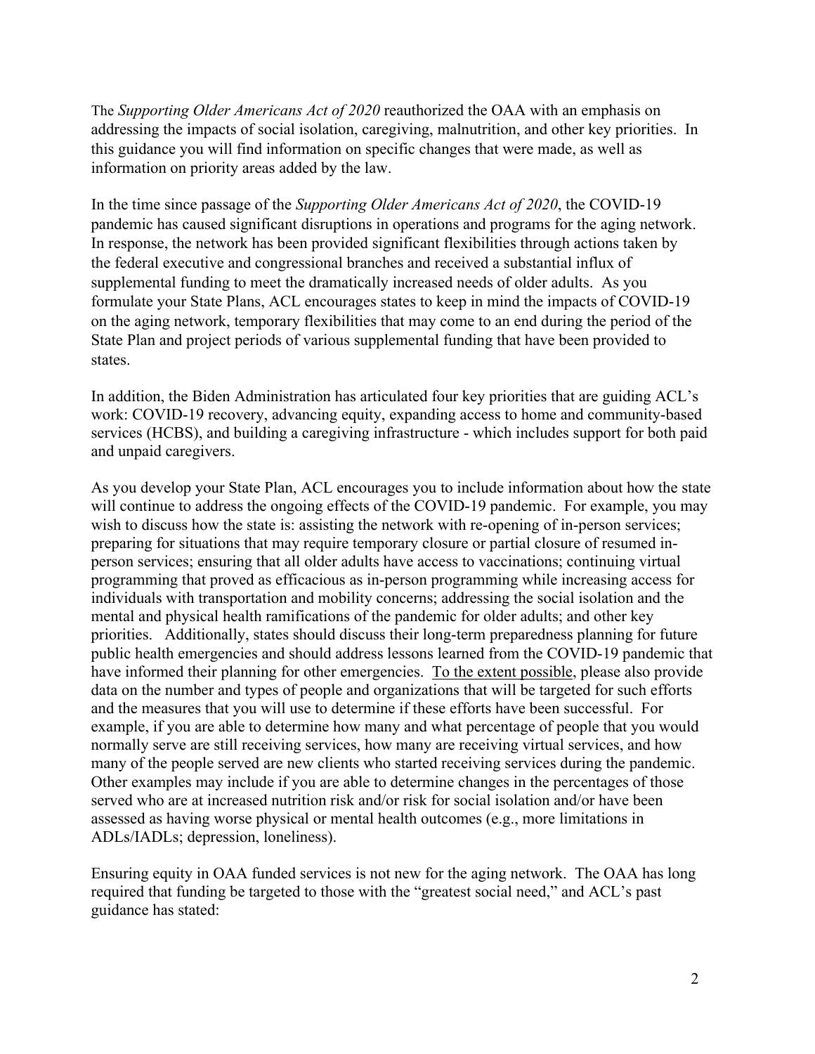The *Supporting Older Americans Act of 2020* reauthorized the OAA with an emphasis on addressing the impacts of social isolation, caregiving, malnutrition, and other key priorities. In this guidance you will find information on specific changes that were made, as well as information on priority areas added by the law.

In the time since passage of the *Supporting Older Americans Act of 2020*, the COVID-19 pandemic has caused significant disruptions in operations and programs for the aging network. In response, the network has been provided significant flexibilities through actions taken by the federal executive and congressional branches and received a substantial influx of supplemental funding to meet the dramatically increased needs of older adults. As you formulate your State Plans, ACL encourages states to keep in mind the impacts of COVID-19 on the aging network, temporary flexibilities that may come to an end during the period of the State Plan and project periods of various supplemental funding that have been provided to states.

In addition, the Biden Administration has articulated four key priorities that are guiding ACL's work: COVID-19 recovery, advancing equity, expanding access to home and community-based services (HCBS), and building a caregiving infrastructure - which includes support for both paid and unpaid caregivers.

As you develop your State Plan, ACL encourages you to include information about how the state will continue to address the ongoing effects of the COVID-19 pandemic. For example, you may wish to discuss how the state is: assisting the network with re-opening of in-person services; preparing for situations that may require temporary closure or partial closure of resumed in-person services; ensuring that all older adults have access to vaccinations; continuing virtual programming that proved as efficacious as in-person programming while increasing access for individuals with transportation and mobility concerns; addressing the social isolation and the mental and physical health ramifications of the pandemic for older adults; and other key priorities. Additionally, states should discuss their long-term preparedness planning for future public health emergencies and should address lessons learned from the COVID-19 pandemic that have informed their planning for other emergencies. <u>To the extent possible</u>, please also provide data on the number and types of people and organizations that will be targeted for such efforts and the measures that you will use to determine if these efforts have been successful. For example, if you are able to determine how many and what percentage of people that you would normally serve are still receiving services, how many are receiving virtual services, and how many of the people served are new clients who started receiving services during the pandemic. Other examples may include if you are able to determine changes in the percentages of those served who are at increased nutrition risk and/or risk for social isolation and/or have been assessed as having worse physical or mental health outcomes (e.g., more limitations in ADLs/IADLs; depression, loneliness).

Ensuring equity in OAA funded services is not new for the aging network. The OAA has long required that funding be targeted to those with the "greatest social need," and ACL's past guidance has stated: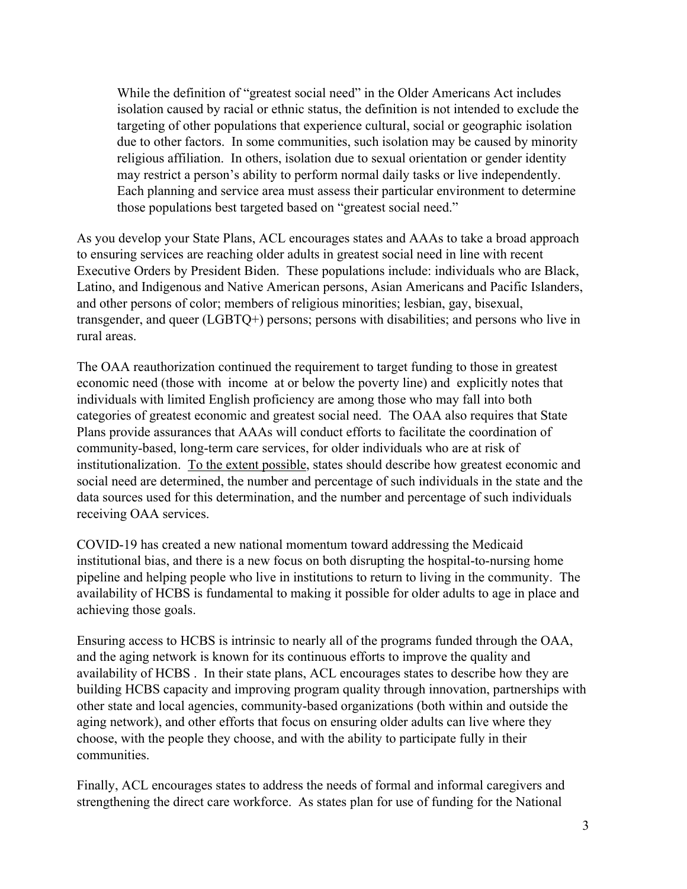> While the definition of "greatest social need" in the Older Americans Act includes isolation caused by racial or ethnic status, the definition is not intended to exclude the targeting of other populations that experience cultural, social or geographic isolation due to other factors. In some communities, such isolation may be caused by minority religious affiliation. In others, isolation due to sexual orientation or gender identity may restrict a person's ability to perform normal daily tasks or live independently. Each planning and service area must assess their particular environment to determine those populations best targeted based on "greatest social need."

As you develop your State Plans, ACL encourages states and AAAs to take a broad approach to ensuring services are reaching older adults in greatest social need in line with recent Executive Orders by President Biden. These populations include: individuals who are Black, Latino, and Indigenous and Native American persons, Asian Americans and Pacific Islanders, and other persons of color; members of religious minorities; lesbian, gay, bisexual, transgender, and queer (LGBTQ+) persons; persons with disabilities; and persons who live in rural areas.

The OAA reauthorization continued the requirement to target funding to those in greatest economic need (those with income at or below the poverty line) and explicitly notes that individuals with limited English proficiency are among those who may fall into both categories of greatest economic and greatest social need. The OAA also requires that State Plans provide assurances that AAAs will conduct efforts to facilitate the coordination of community-based, long-term care services, for older individuals who are at risk of institutionalization. <u>To the extent possible</u>, states should describe how greatest economic and social need are determined, the number and percentage of such individuals in the state and the data sources used for this determination, and the number and percentage of such individuals receiving OAA services.

COVID-19 has created a new national momentum toward addressing the Medicaid institutional bias, and there is a new focus on both disrupting the hospital-to-nursing home pipeline and helping people who live in institutions to return to living in the community. The availability of HCBS is fundamental to making it possible for older adults to age in place and achieving those goals.

Ensuring access to HCBS is intrinsic to nearly all of the programs funded through the OAA, and the aging network is known for its continuous efforts to improve the quality and availability of HCBS . In their state plans, ACL encourages states to describe how they are building HCBS capacity and improving program quality through innovation, partnerships with other state and local agencies, community-based organizations (both within and outside the aging network), and other efforts that focus on ensuring older adults can live where they choose, with the people they choose, and with the ability to participate fully in their communities.

Finally, ACL encourages states to address the needs of formal and informal caregivers and strengthening the direct care workforce. As states plan for use of funding for the National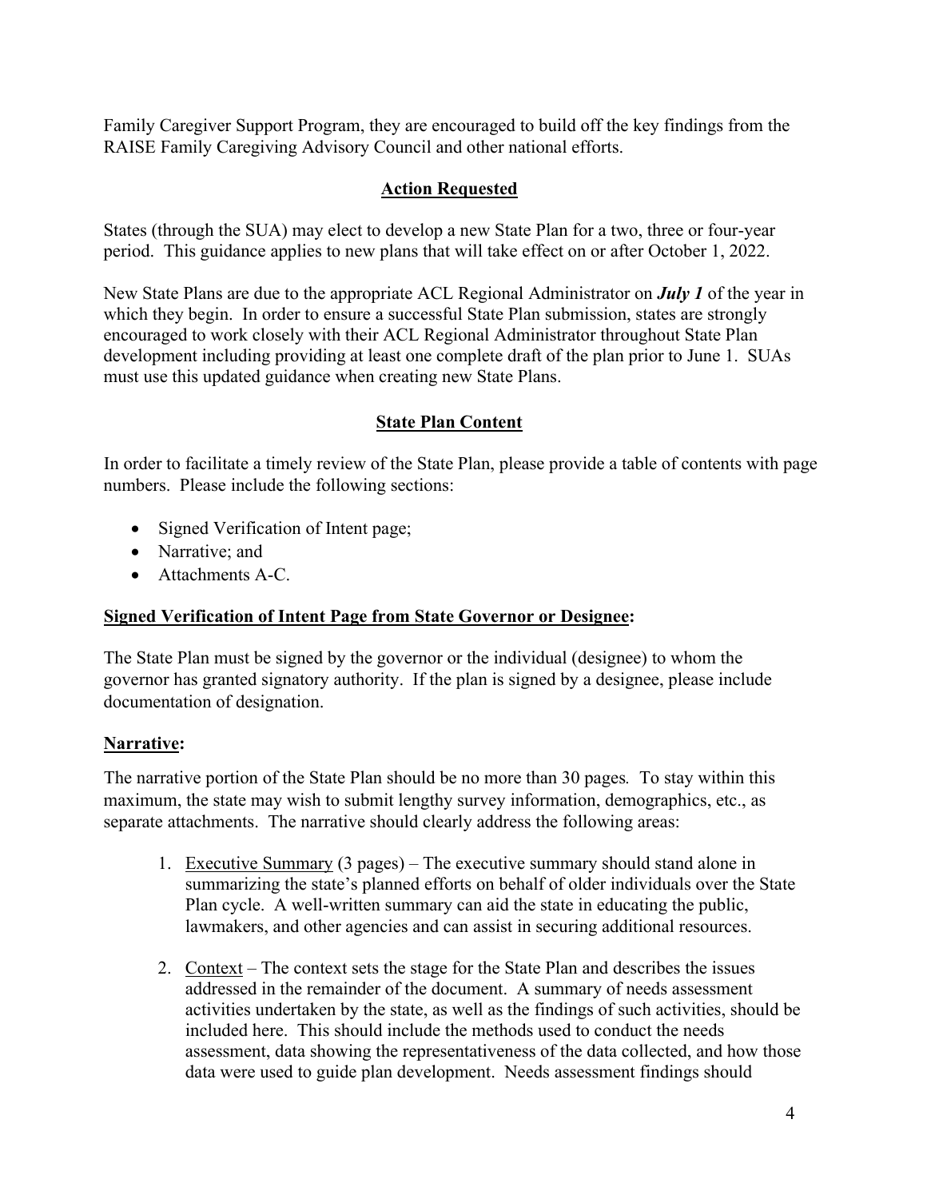Family Caregiver Support Program, they are encouraged to build off the key findings from the RAISE Family Caregiving Advisory Council and other national efforts.

## Action Requested

States (through the SUA) may elect to develop a new State Plan for a two, three or four-year period. This guidance applies to new plans that will take effect on or after October 1, 2022.

New State Plans are due to the appropriate ACL Regional Administrator on ***July 1*** of the year in which they begin. In order to ensure a successful State Plan submission, states are strongly encouraged to work closely with their ACL Regional Administrator throughout State Plan development including providing at least one complete draft of the plan prior to June 1. SUAs must use this updated guidance when creating new State Plans.

## State Plan Content

In order to facilitate a timely review of the State Plan, please provide a table of contents with page numbers. Please include the following sections:

- Signed Verification of Intent page;
- Narrative; and
- Attachments A-C.

### Signed Verification of Intent Page from State Governor or Designee:

The State Plan must be signed by the governor or the individual (designee) to whom the governor has granted signatory authority. If the plan is signed by a designee, please include documentation of designation.

### Narrative:

The narrative portion of the State Plan should be no more than 30 pages*.* To stay within this maximum, the state may wish to submit lengthy survey information, demographics, etc., as separate attachments. The narrative should clearly address the following areas:

1. Executive Summary (3 pages) – The executive summary should stand alone in summarizing the state's planned efforts on behalf of older individuals over the State Plan cycle. A well-written summary can aid the state in educating the public, lawmakers, and other agencies and can assist in securing additional resources.

2. Context – The context sets the stage for the State Plan and describes the issues addressed in the remainder of the document. A summary of needs assessment activities undertaken by the state, as well as the findings of such activities, should be included here. This should include the methods used to conduct the needs assessment, data showing the representativeness of the data collected, and how those data were used to guide plan development. Needs assessment findings should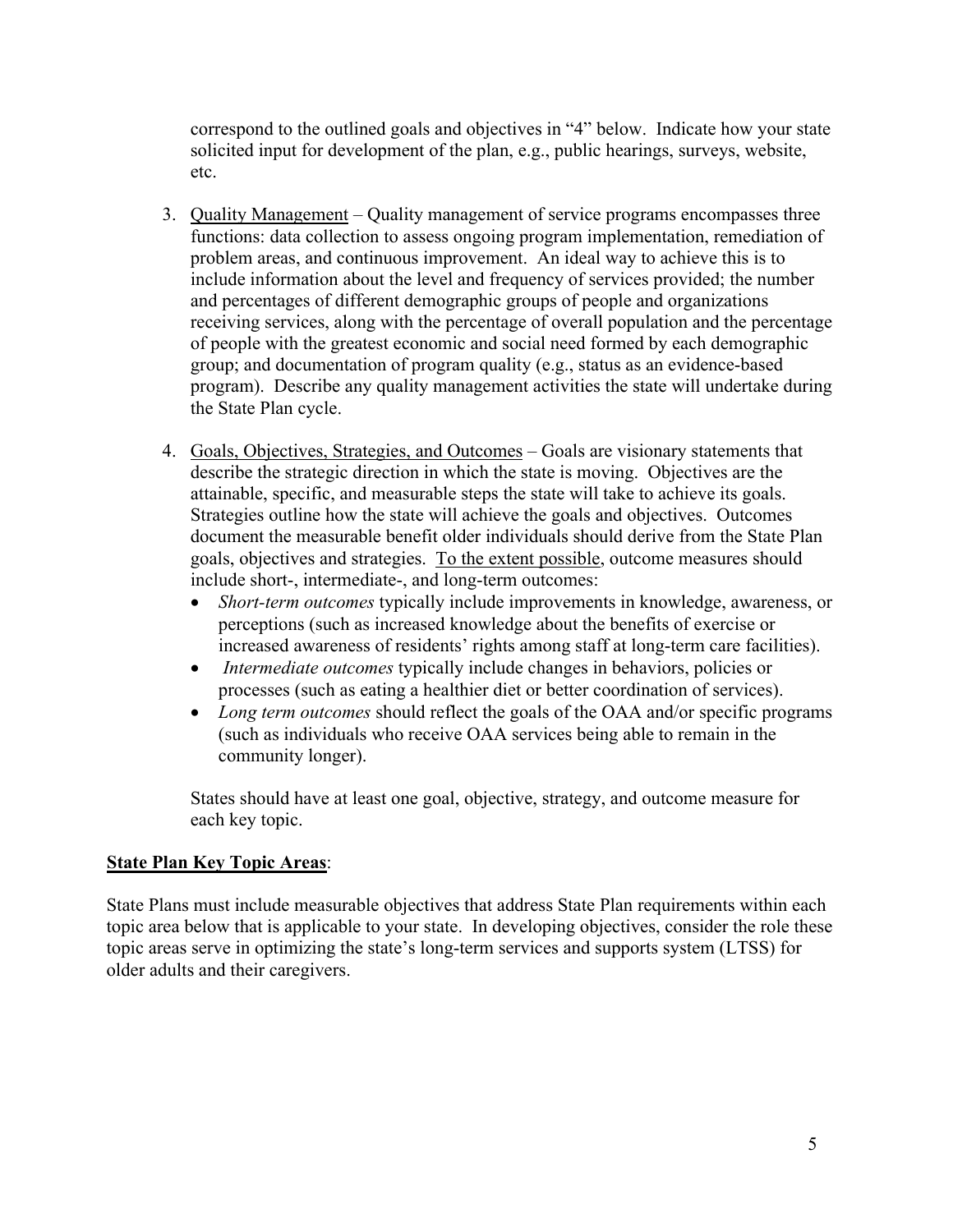correspond to the outlined goals and objectives in "4" below. Indicate how your state solicited input for development of the plan, e.g., public hearings, surveys, website, etc.

3. <u>Quality Management</u> – Quality management of service programs encompasses three functions: data collection to assess ongoing program implementation, remediation of problem areas, and continuous improvement. An ideal way to achieve this is to include information about the level and frequency of services provided; the number and percentages of different demographic groups of people and organizations receiving services, along with the percentage of overall population and the percentage of people with the greatest economic and social need formed by each demographic group; and documentation of program quality (e.g., status as an evidence-based program). Describe any quality management activities the state will undertake during the State Plan cycle.

4. <u>Goals, Objectives, Strategies, and Outcomes</u> – Goals are visionary statements that describe the strategic direction in which the state is moving. Objectives are the attainable, specific, and measurable steps the state will take to achieve its goals. Strategies outline how the state will achieve the goals and objectives. Outcomes document the measurable benefit older individuals should derive from the State Plan goals, objectives and strategies. <u>To the extent possible</u>, outcome measures should include short-, intermediate-, and long-term outcomes:
   - *Short-term outcomes* typically include improvements in knowledge, awareness, or perceptions (such as increased knowledge about the benefits of exercise or increased awareness of residents' rights among staff at long-term care facilities).
   - *Intermediate outcomes* typically include changes in behaviors, policies or processes (such as eating a healthier diet or better coordination of services).
   - *Long term outcomes* should reflect the goals of the OAA and/or specific programs (such as individuals who receive OAA services being able to remain in the community longer).

   States should have at least one goal, objective, strategy, and outcome measure for each key topic.

**<u>State Plan Key Topic Areas</u>**:

State Plans must include measurable objectives that address State Plan requirements within each topic area below that is applicable to your state. In developing objectives, consider the role these topic areas serve in optimizing the state's long-term services and supports system (LTSS) for older adults and their caregivers.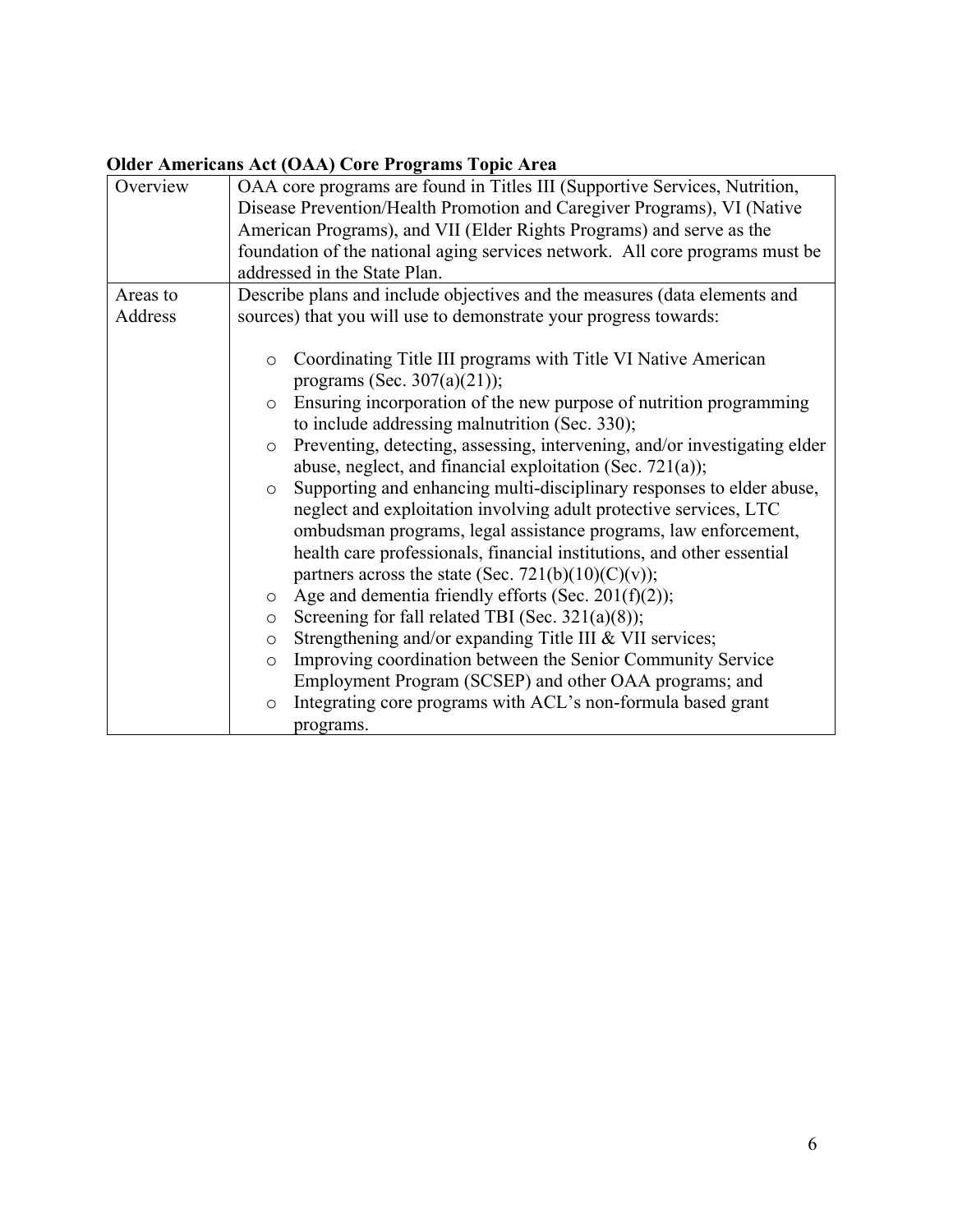**Older Americans Act (OAA) Core Programs Topic Area**

| | |
|---|---|
| Overview | OAA core programs are found in Titles III (Supportive Services, Nutrition, Disease Prevention/Health Promotion and Caregiver Programs), VI (Native American Programs), and VII (Elder Rights Programs) and serve as the foundation of the national aging services network. All core programs must be addressed in the State Plan. |
| Areas to Address | Describe plans and include objectives and the measures (data elements and sources) that you will use to demonstrate your progress towards:<br><br>○ Coordinating Title III programs with Title VI Native American programs (Sec. 307(a)(21));<br>○ Ensuring incorporation of the new purpose of nutrition programming to include addressing malnutrition (Sec. 330);<br>○ Preventing, detecting, assessing, intervening, and/or investigating elder abuse, neglect, and financial exploitation (Sec. 721(a));<br>○ Supporting and enhancing multi-disciplinary responses to elder abuse, neglect and exploitation involving adult protective services, LTC ombudsman programs, legal assistance programs, law enforcement, health care professionals, financial institutions, and other essential partners across the state (Sec. 721(b)(10)(C)(v));<br>○ Age and dementia friendly efforts (Sec. 201(f)(2));<br>○ Screening for fall related TBI (Sec. 321(a)(8));<br>○ Strengthening and/or expanding Title III & VII services;<br>○ Improving coordination between the Senior Community Service Employment Program (SCSEP) and other OAA programs; and<br>○ Integrating core programs with ACL's non-formula based grant programs. |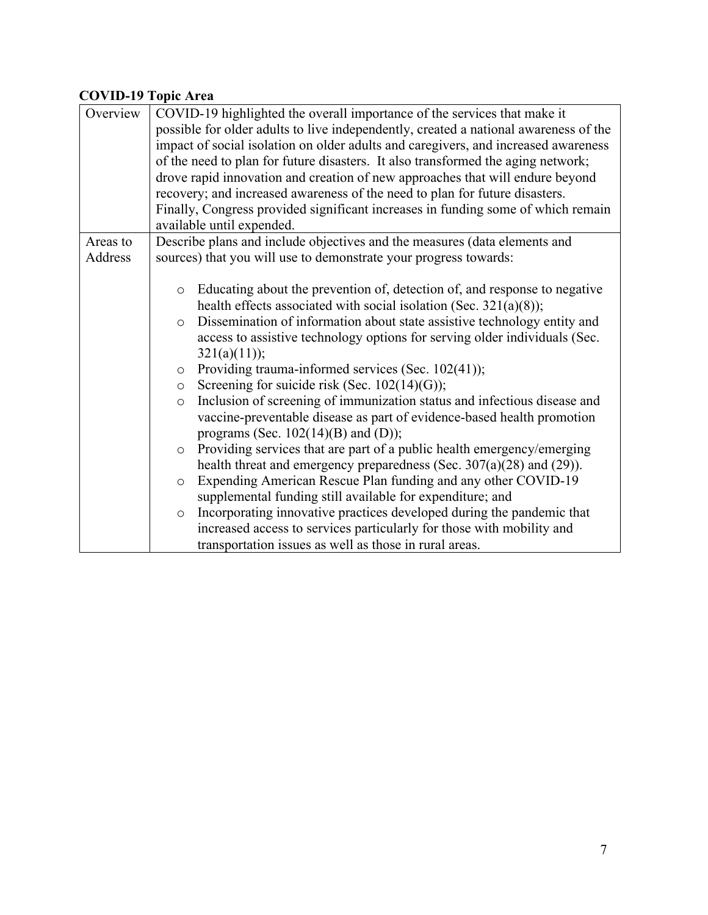**COVID-19 Topic Area**

| Overview | COVID-19 highlighted the overall importance of the services that make it possible for older adults to live independently, created a national awareness of the impact of social isolation on older adults and caregivers, and increased awareness of the need to plan for future disasters. It also transformed the aging network; drove rapid innovation and creation of new approaches that will endure beyond recovery; and increased awareness of the need to plan for future disasters. Finally, Congress provided significant increases in funding some of which remain available until expended. |
|---|---|
| Areas to Address | Describe plans and include objectives and the measures (data elements and sources) that you will use to demonstrate your progress towards:<br><br>○ Educating about the prevention of, detection of, and response to negative health effects associated with social isolation (Sec. 321(a)(8));<br>○ Dissemination of information about state assistive technology entity and access to assistive technology options for serving older individuals (Sec. 321(a)(11));<br>○ Providing trauma-informed services (Sec. 102(41));<br>○ Screening for suicide risk (Sec. 102(14)(G));<br>○ Inclusion of screening of immunization status and infectious disease and vaccine-preventable disease as part of evidence-based health promotion programs (Sec. 102(14)(B) and (D));<br>○ Providing services that are part of a public health emergency/emerging health threat and emergency preparedness (Sec. 307(a)(28) and (29)).<br>○ Expending American Rescue Plan funding and any other COVID-19 supplemental funding still available for expenditure; and<br>○ Incorporating innovative practices developed during the pandemic that increased access to services particularly for those with mobility and transportation issues as well as those in rural areas. |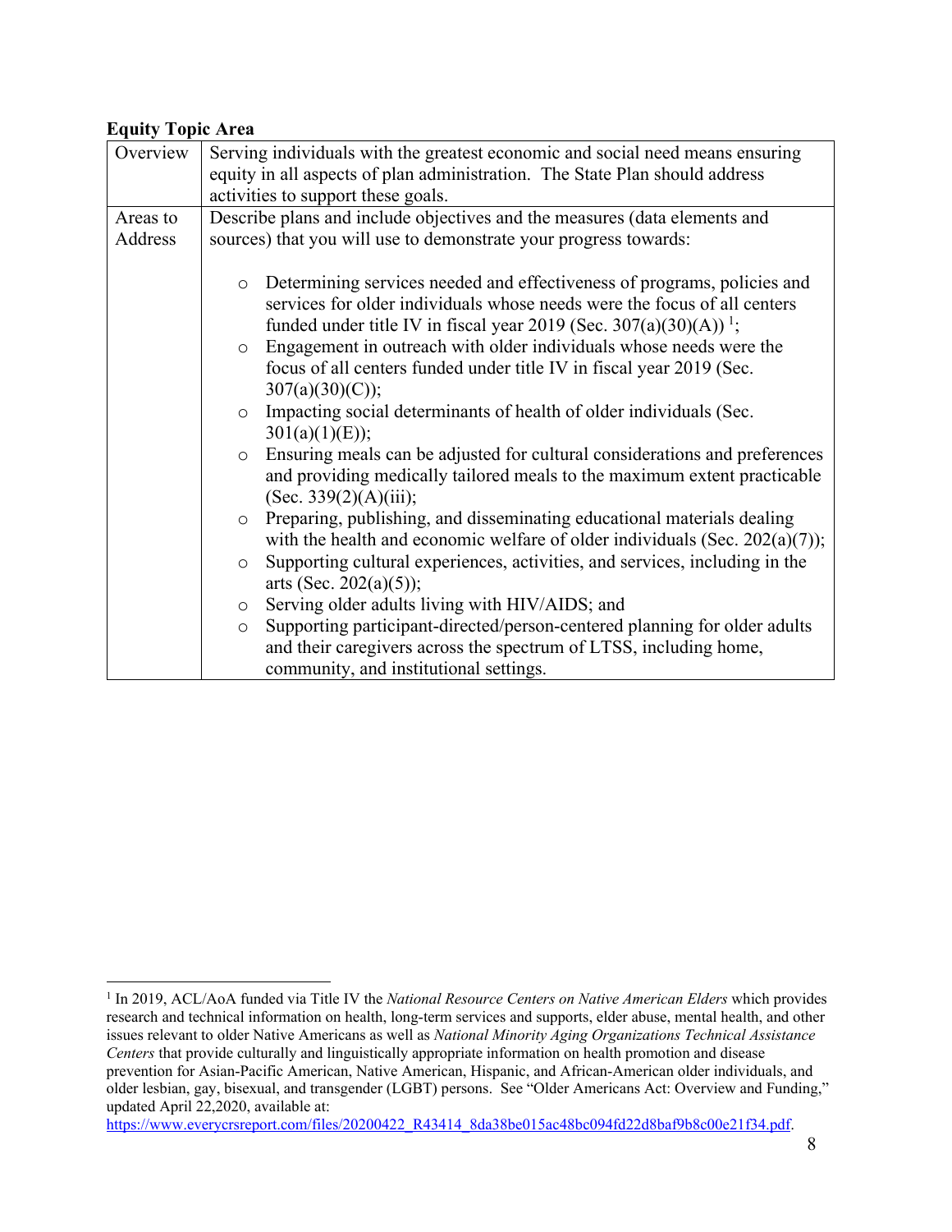**Equity Topic Area**

| | |
|---|---|
| Overview | Serving individuals with the greatest economic and social need means ensuring equity in all aspects of plan administration. The State Plan should address activities to support these goals. |
| Areas to Address | Describe plans and include objectives and the measures (data elements and sources) that you will use to demonstrate your progress towards:<br><br>○ Determining services needed and effectiveness of programs, policies and services for older individuals whose needs were the focus of all centers funded under title IV in fiscal year 2019 (Sec. 307(a)(30)(A)) [1];<br>○ Engagement in outreach with older individuals whose needs were the focus of all centers funded under title IV in fiscal year 2019 (Sec. 307(a)(30)(C));<br>○ Impacting social determinants of health of older individuals (Sec. 301(a)(1)(E));<br>○ Ensuring meals can be adjusted for cultural considerations and preferences and providing medically tailored meals to the maximum extent practicable (Sec. 339(2)(A)(iii);<br>○ Preparing, publishing, and disseminating educational materials dealing with the health and economic welfare of older individuals (Sec. 202(a)(7));<br>○ Supporting cultural experiences, activities, and services, including in the arts (Sec. 202(a)(5));<br>○ Serving older adults living with HIV/AIDS; and<br>○ Supporting participant-directed/person-centered planning for older adults and their caregivers across the spectrum of LTSS, including home, community, and institutional settings. |

[1] In 2019, ACL/AoA funded via Title IV the *National Resource Centers on Native American Elders* which provides research and technical information on health, long-term services and supports, elder abuse, mental health, and other issues relevant to older Native Americans as well as *National Minority Aging Organizations Technical Assistance Centers* that provide culturally and linguistically appropriate information on health promotion and disease prevention for Asian-Pacific American, Native American, Hispanic, and African-American older individuals, and older lesbian, gay, bisexual, and transgender (LGBT) persons. See "Older Americans Act: Overview and Funding," updated April 22,2020, available at: https://www.everycrsreport.com/files/20200422_R43414_8da38be015ac48bc094fd22d8baf9b8c00e21f34.pdf.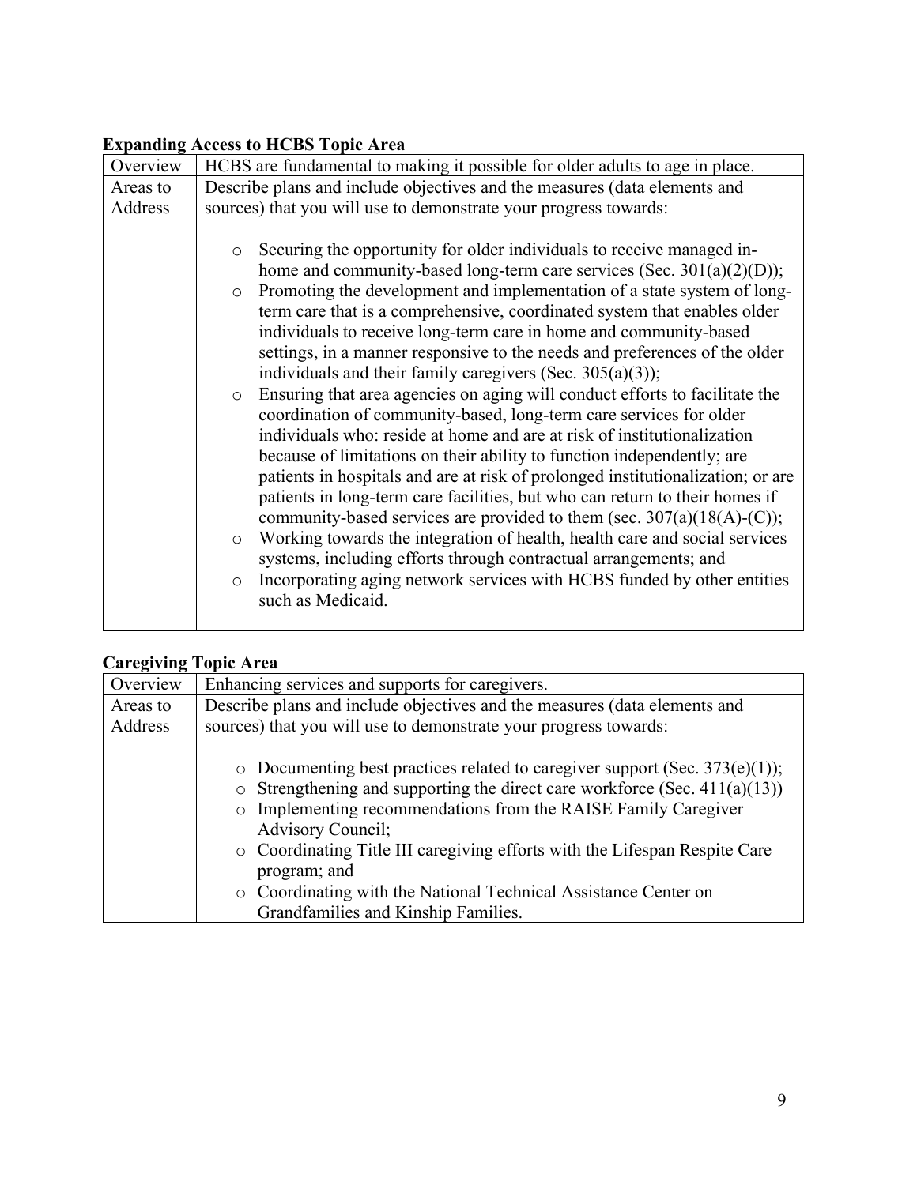**Expanding Access to HCBS Topic Area**

| Overview | HCBS are fundamental to making it possible for older adults to age in place. |
|---|---|
| Areas to Address | Describe plans and include objectives and the measures (data elements and sources) that you will use to demonstrate your progress towards:<br><br>○ Securing the opportunity for older individuals to receive managed in-home and community-based long-term care services (Sec. 301(a)(2)(D));<br>○ Promoting the development and implementation of a state system of long-term care that is a comprehensive, coordinated system that enables older individuals to receive long-term care in home and community-based settings, in a manner responsive to the needs and preferences of the older individuals and their family caregivers (Sec. 305(a)(3));<br>○ Ensuring that area agencies on aging will conduct efforts to facilitate the coordination of community-based, long-term care services for older individuals who: reside at home and are at risk of institutionalization because of limitations on their ability to function independently; are patients in hospitals and are at risk of prolonged institutionalization; or are patients in long-term care facilities, but who can return to their homes if community-based services are provided to them (sec. 307(a)(18(A)-(C));<br>○ Working towards the integration of health, health care and social services systems, including efforts through contractual arrangements; and<br>○ Incorporating aging network services with HCBS funded by other entities such as Medicaid. |

**Caregiving Topic Area**

| Overview | Enhancing services and supports for caregivers. |
|---|---|
| Areas to Address | Describe plans and include objectives and the measures (data elements and sources) that you will use to demonstrate your progress towards:<br><br>○ Documenting best practices related to caregiver support (Sec. 373(e)(1));<br>○ Strengthening and supporting the direct care workforce (Sec. 411(a)(13))<br>○ Implementing recommendations from the RAISE Family Caregiver Advisory Council;<br>○ Coordinating Title III caregiving efforts with the Lifespan Respite Care program; and<br>○ Coordinating with the National Technical Assistance Center on Grandfamilies and Kinship Families. |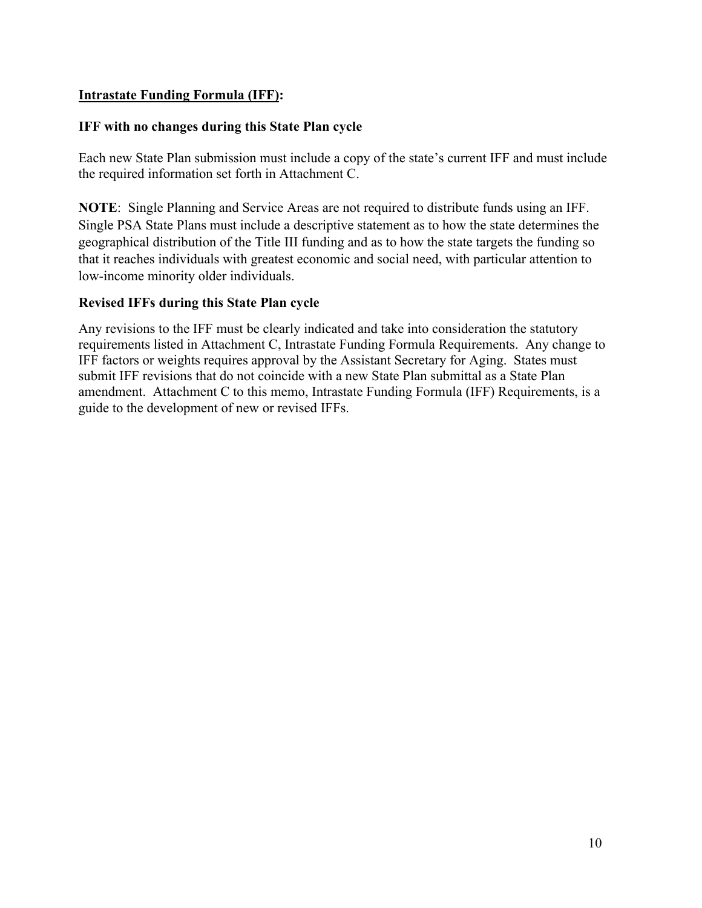## Intrastate Funding Formula (IFF):

### IFF with no changes during this State Plan cycle

Each new State Plan submission must include a copy of the state's current IFF and must include the required information set forth in Attachment C.

**NOTE**: Single Planning and Service Areas are not required to distribute funds using an IFF. Single PSA State Plans must include a descriptive statement as to how the state determines the geographical distribution of the Title III funding and as to how the state targets the funding so that it reaches individuals with greatest economic and social need, with particular attention to low-income minority older individuals.

### Revised IFFs during this State Plan cycle

Any revisions to the IFF must be clearly indicated and take into consideration the statutory requirements listed in Attachment C, Intrastate Funding Formula Requirements. Any change to IFF factors or weights requires approval by the Assistant Secretary for Aging. States must submit IFF revisions that do not coincide with a new State Plan submittal as a State Plan amendment. Attachment C to this memo, Intrastate Funding Formula (IFF) Requirements, is a guide to the development of new or revised IFFs.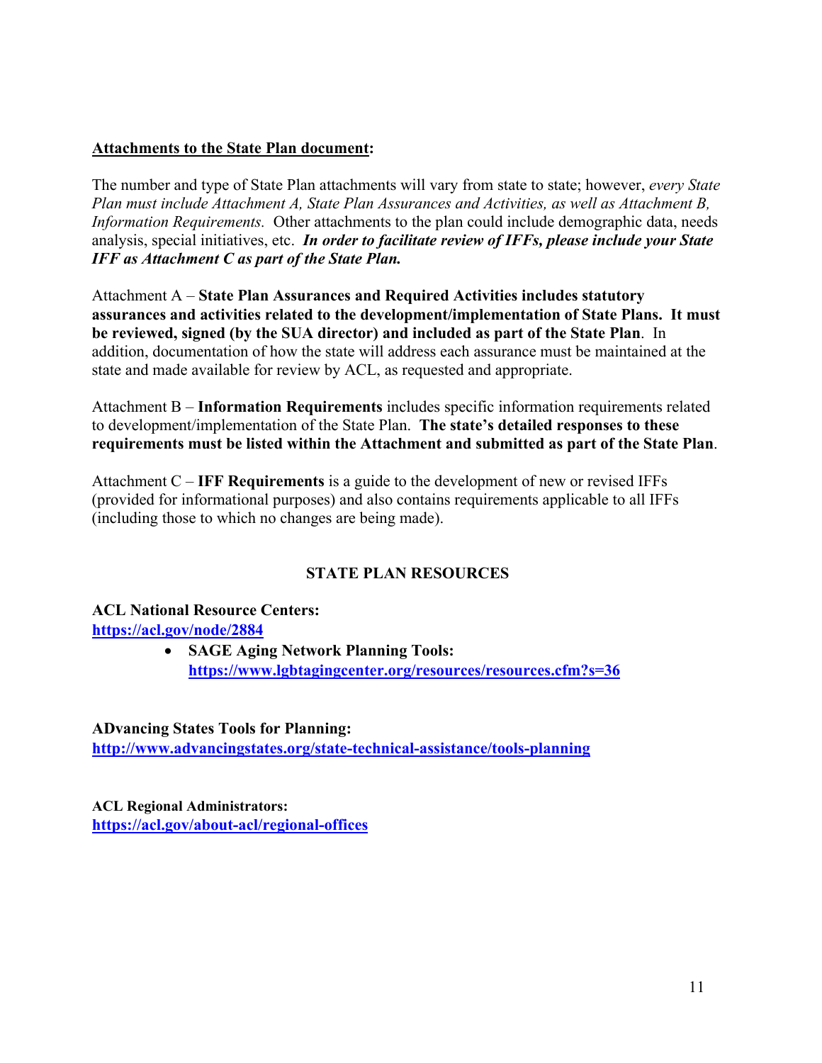**<u>Attachments to the State Plan document</u>:**

The number and type of State Plan attachments will vary from state to state; however, *every State Plan must include Attachment A, State Plan Assurances and Activities, as well as Attachment B, Information Requirements.* Other attachments to the plan could include demographic data, needs analysis, special initiatives, etc. ***In order to facilitate review of IFFs, please include your State IFF as Attachment C as part of the State Plan.***

Attachment A – **State Plan Assurances and Required Activities includes statutory assurances and activities related to the development/implementation of State Plans. It must be reviewed, signed (by the SUA director) and included as part of the State Plan**. In addition, documentation of how the state will address each assurance must be maintained at the state and made available for review by ACL, as requested and appropriate.

Attachment B – **Information Requirements** includes specific information requirements related to development/implementation of the State Plan. **The state's detailed responses to these requirements must be listed within the Attachment and submitted as part of the State Plan**.

Attachment C – **IFF Requirements** is a guide to the development of new or revised IFFs (provided for informational purposes) and also contains requirements applicable to all IFFs (including those to which no changes are being made).

## STATE PLAN RESOURCES

**ACL National Resource Centers:**
**https://acl.gov/node/2884**

- **SAGE Aging Network Planning Tools:** **https://www.lgbtagingcenter.org/resources/resources.cfm?s=36**

**ADvancing States Tools for Planning:**
**http://www.advancingstates.org/state-technical-assistance/tools-planning**

**ACL Regional Administrators:**
**https://acl.gov/about-acl/regional-offices**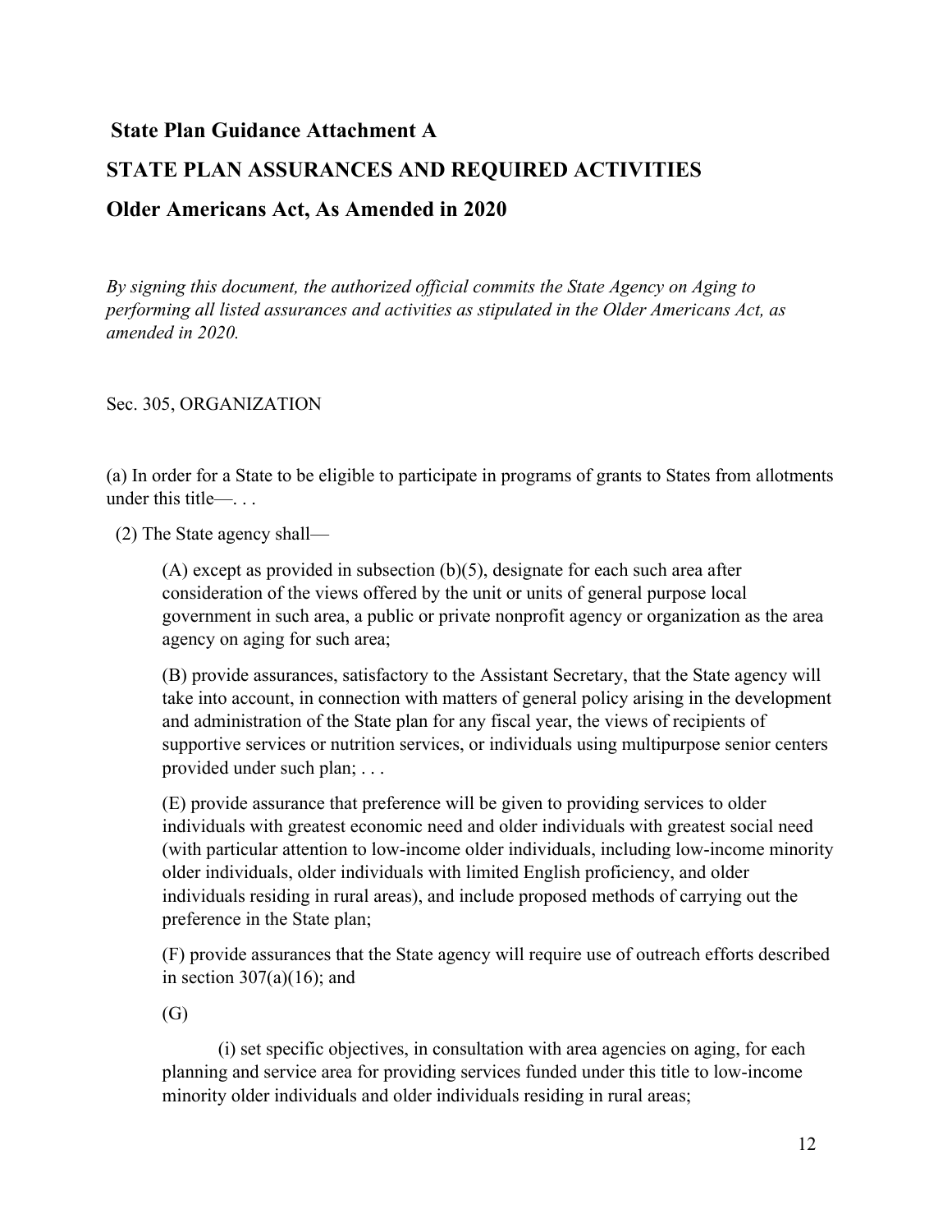## State Plan Guidance Attachment A

## STATE PLAN ASSURANCES AND REQUIRED ACTIVITIES

## Older Americans Act, As Amended in 2020

*By signing this document, the authorized official commits the State Agency on Aging to performing all listed assurances and activities as stipulated in the Older Americans Act, as amended in 2020.*

Sec. 305, ORGANIZATION

(a) In order for a State to be eligible to participate in programs of grants to States from allotments under this title—. . .

(2) The State agency shall—

(A) except as provided in subsection (b)(5), designate for each such area after consideration of the views offered by the unit or units of general purpose local government in such area, a public or private nonprofit agency or organization as the area agency on aging for such area;

(B) provide assurances, satisfactory to the Assistant Secretary, that the State agency will take into account, in connection with matters of general policy arising in the development and administration of the State plan for any fiscal year, the views of recipients of supportive services or nutrition services, or individuals using multipurpose senior centers provided under such plan; . . .

(E) provide assurance that preference will be given to providing services to older individuals with greatest economic need and older individuals with greatest social need (with particular attention to low-income older individuals, including low-income minority older individuals, older individuals with limited English proficiency, and older individuals residing in rural areas), and include proposed methods of carrying out the preference in the State plan;

(F) provide assurances that the State agency will require use of outreach efforts described in section 307(a)(16); and

(G)

(i) set specific objectives, in consultation with area agencies on aging, for each planning and service area for providing services funded under this title to low-income minority older individuals and older individuals residing in rural areas;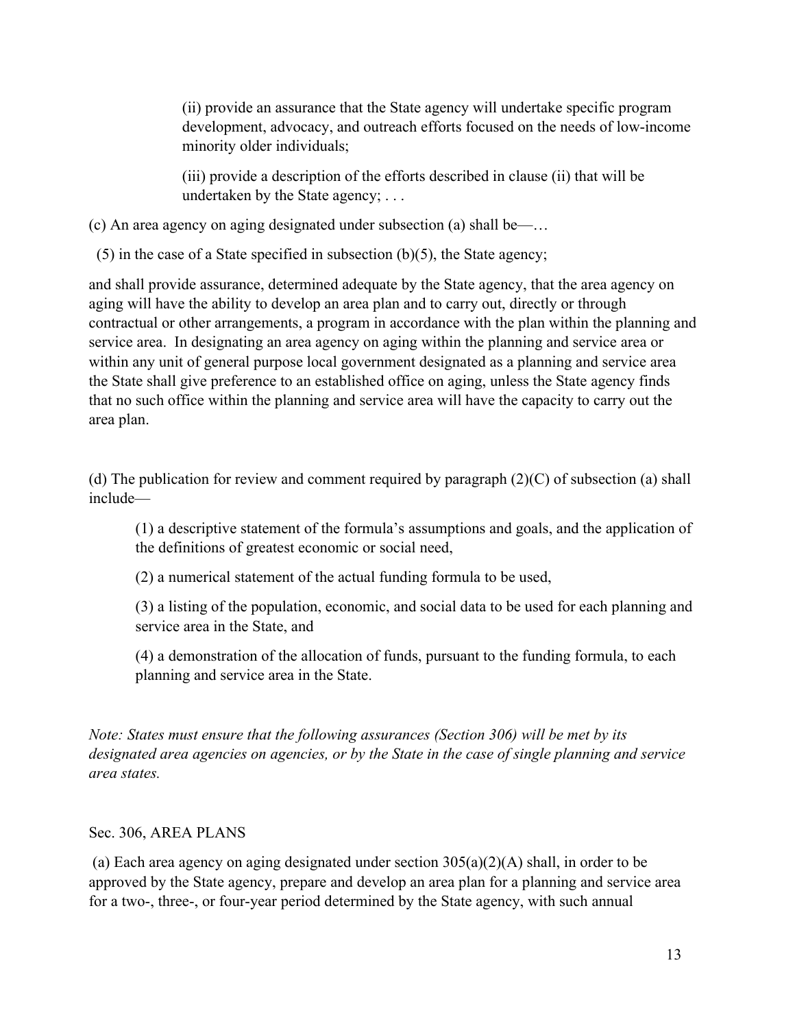(ii) provide an assurance that the State agency will undertake specific program development, advocacy, and outreach efforts focused on the needs of low-income minority older individuals;

(iii) provide a description of the efforts described in clause (ii) that will be undertaken by the State agency; . . .

(c) An area agency on aging designated under subsection (a) shall be—…

(5) in the case of a State specified in subsection (b)(5), the State agency;

and shall provide assurance, determined adequate by the State agency, that the area agency on aging will have the ability to develop an area plan and to carry out, directly or through contractual or other arrangements, a program in accordance with the plan within the planning and service area. In designating an area agency on aging within the planning and service area or within any unit of general purpose local government designated as a planning and service area the State shall give preference to an established office on aging, unless the State agency finds that no such office within the planning and service area will have the capacity to carry out the area plan.

(d) The publication for review and comment required by paragraph (2)(C) of subsection (a) shall include—

(1) a descriptive statement of the formula's assumptions and goals, and the application of the definitions of greatest economic or social need,

(2) a numerical statement of the actual funding formula to be used,

(3) a listing of the population, economic, and social data to be used for each planning and service area in the State, and

(4) a demonstration of the allocation of funds, pursuant to the funding formula, to each planning and service area in the State.

*Note: States must ensure that the following assurances (Section 306) will be met by its designated area agencies on agencies, or by the State in the case of single planning and service area states.*

Sec. 306, AREA PLANS

(a) Each area agency on aging designated under section 305(a)(2)(A) shall, in order to be approved by the State agency, prepare and develop an area plan for a planning and service area for a two-, three-, or four-year period determined by the State agency, with such annual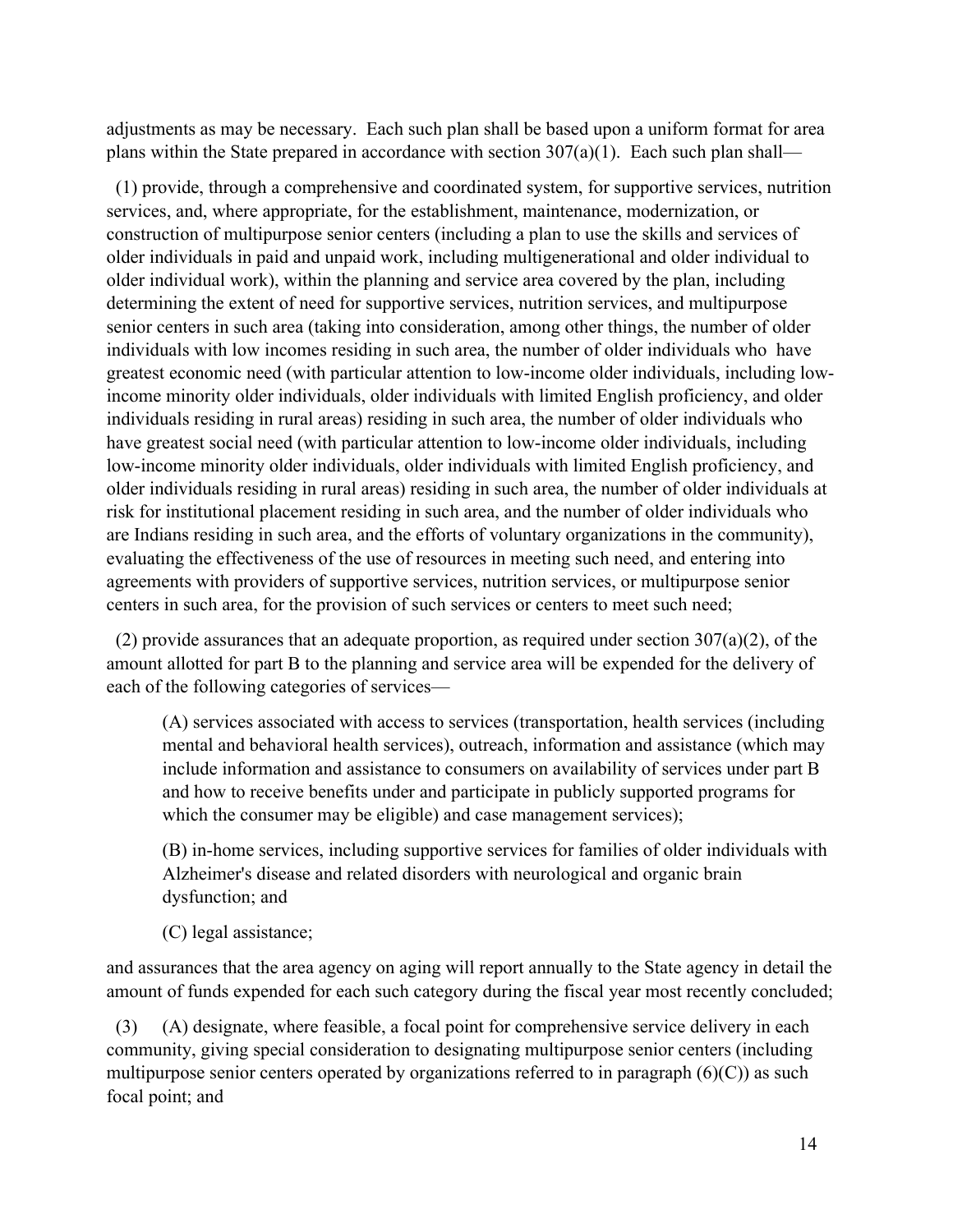adjustments as may be necessary. Each such plan shall be based upon a uniform format for area plans within the State prepared in accordance with section 307(a)(1). Each such plan shall—

(1) provide, through a comprehensive and coordinated system, for supportive services, nutrition services, and, where appropriate, for the establishment, maintenance, modernization, or construction of multipurpose senior centers (including a plan to use the skills and services of older individuals in paid and unpaid work, including multigenerational and older individual to older individual work), within the planning and service area covered by the plan, including determining the extent of need for supportive services, nutrition services, and multipurpose senior centers in such area (taking into consideration, among other things, the number of older individuals with low incomes residing in such area, the number of older individuals who have greatest economic need (with particular attention to low-income older individuals, including low-income minority older individuals, older individuals with limited English proficiency, and older individuals residing in rural areas) residing in such area, the number of older individuals who have greatest social need (with particular attention to low-income older individuals, including low-income minority older individuals, older individuals with limited English proficiency, and older individuals residing in rural areas) residing in such area, the number of older individuals at risk for institutional placement residing in such area, and the number of older individuals who are Indians residing in such area, and the efforts of voluntary organizations in the community), evaluating the effectiveness of the use of resources in meeting such need, and entering into agreements with providers of supportive services, nutrition services, or multipurpose senior centers in such area, for the provision of such services or centers to meet such need;

(2) provide assurances that an adequate proportion, as required under section 307(a)(2), of the amount allotted for part B to the planning and service area will be expended for the delivery of each of the following categories of services—

> (A) services associated with access to services (transportation, health services (including mental and behavioral health services), outreach, information and assistance (which may include information and assistance to consumers on availability of services under part B and how to receive benefits under and participate in publicly supported programs for which the consumer may be eligible) and case management services);
>
> (B) in-home services, including supportive services for families of older individuals with Alzheimer's disease and related disorders with neurological and organic brain dysfunction; and
>
> (C) legal assistance;

and assurances that the area agency on aging will report annually to the State agency in detail the amount of funds expended for each such category during the fiscal year most recently concluded;

(3) (A) designate, where feasible, a focal point for comprehensive service delivery in each community, giving special consideration to designating multipurpose senior centers (including multipurpose senior centers operated by organizations referred to in paragraph (6)(C)) as such focal point; and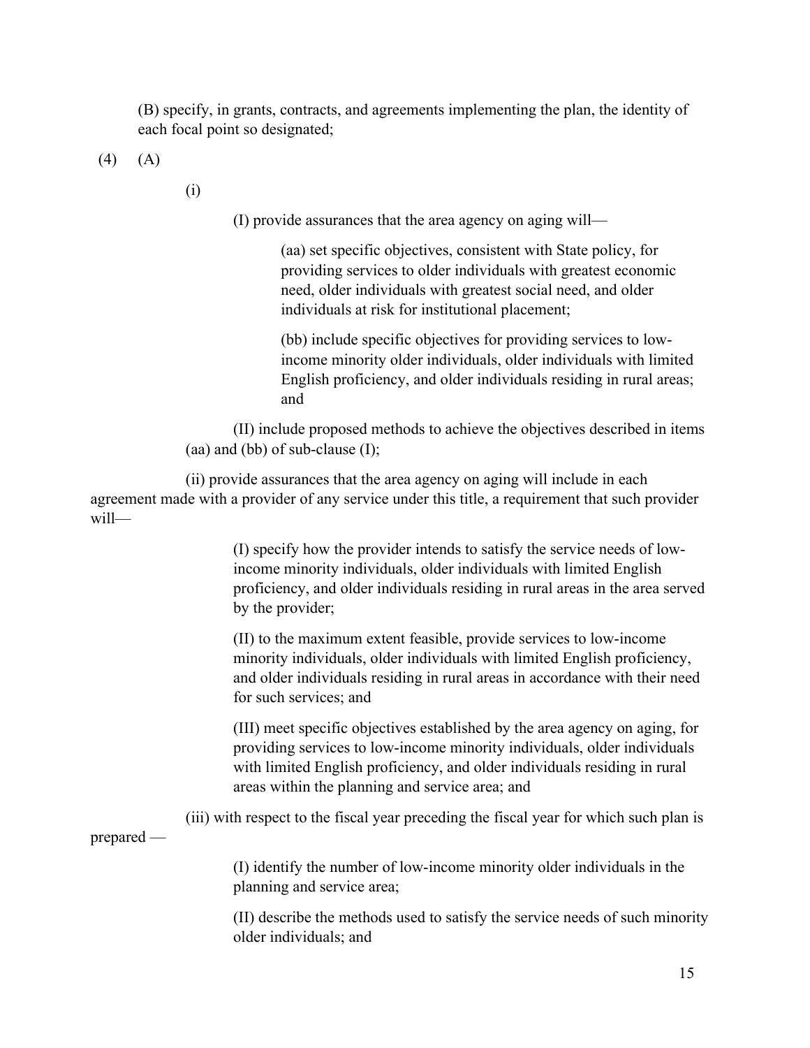(B) specify, in grants, contracts, and agreements implementing the plan, the identity of each focal point so designated;

(4) (A)

(i)

(I) provide assurances that the area agency on aging will—

(aa) set specific objectives, consistent with State policy, for providing services to older individuals with greatest economic need, older individuals with greatest social need, and older individuals at risk for institutional placement;

(bb) include specific objectives for providing services to low-income minority older individuals, older individuals with limited English proficiency, and older individuals residing in rural areas; and

(II) include proposed methods to achieve the objectives described in items (aa) and (bb) of sub-clause (I);

(ii) provide assurances that the area agency on aging will include in each agreement made with a provider of any service under this title, a requirement that such provider will—

(I) specify how the provider intends to satisfy the service needs of low-income minority individuals, older individuals with limited English proficiency, and older individuals residing in rural areas in the area served by the provider;

(II) to the maximum extent feasible, provide services to low-income minority individuals, older individuals with limited English proficiency, and older individuals residing in rural areas in accordance with their need for such services; and

(III) meet specific objectives established by the area agency on aging, for providing services to low-income minority individuals, older individuals with limited English proficiency, and older individuals residing in rural areas within the planning and service area; and

(iii) with respect to the fiscal year preceding the fiscal year for which such plan is prepared —

(I) identify the number of low-income minority older individuals in the planning and service area;

(II) describe the methods used to satisfy the service needs of such minority older individuals; and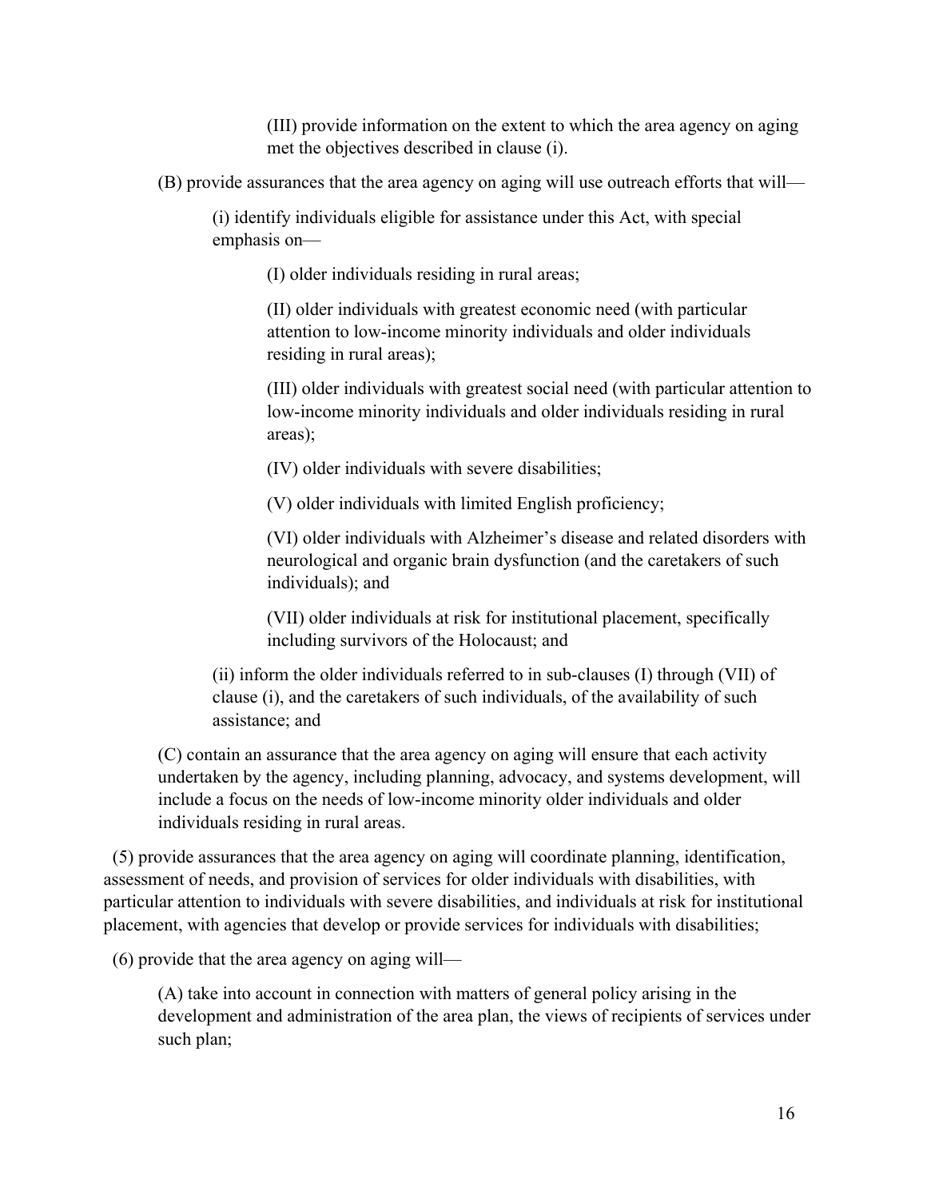(III) provide information on the extent to which the area agency on aging met the objectives described in clause (i).

(B) provide assurances that the area agency on aging will use outreach efforts that will—

(i) identify individuals eligible for assistance under this Act, with special emphasis on—

(I) older individuals residing in rural areas;

(II) older individuals with greatest economic need (with particular attention to low-income minority individuals and older individuals residing in rural areas);

(III) older individuals with greatest social need (with particular attention to low-income minority individuals and older individuals residing in rural areas);

(IV) older individuals with severe disabilities;

(V) older individuals with limited English proficiency;

(VI) older individuals with Alzheimer's disease and related disorders with neurological and organic brain dysfunction (and the caretakers of such individuals); and

(VII) older individuals at risk for institutional placement, specifically including survivors of the Holocaust; and

(ii) inform the older individuals referred to in sub-clauses (I) through (VII) of clause (i), and the caretakers of such individuals, of the availability of such assistance; and

(C) contain an assurance that the area agency on aging will ensure that each activity undertaken by the agency, including planning, advocacy, and systems development, will include a focus on the needs of low-income minority older individuals and older individuals residing in rural areas.

(5) provide assurances that the area agency on aging will coordinate planning, identification, assessment of needs, and provision of services for older individuals with disabilities, with particular attention to individuals with severe disabilities, and individuals at risk for institutional placement, with agencies that develop or provide services for individuals with disabilities;

(6) provide that the area agency on aging will—

(A) take into account in connection with matters of general policy arising in the development and administration of the area plan, the views of recipients of services under such plan;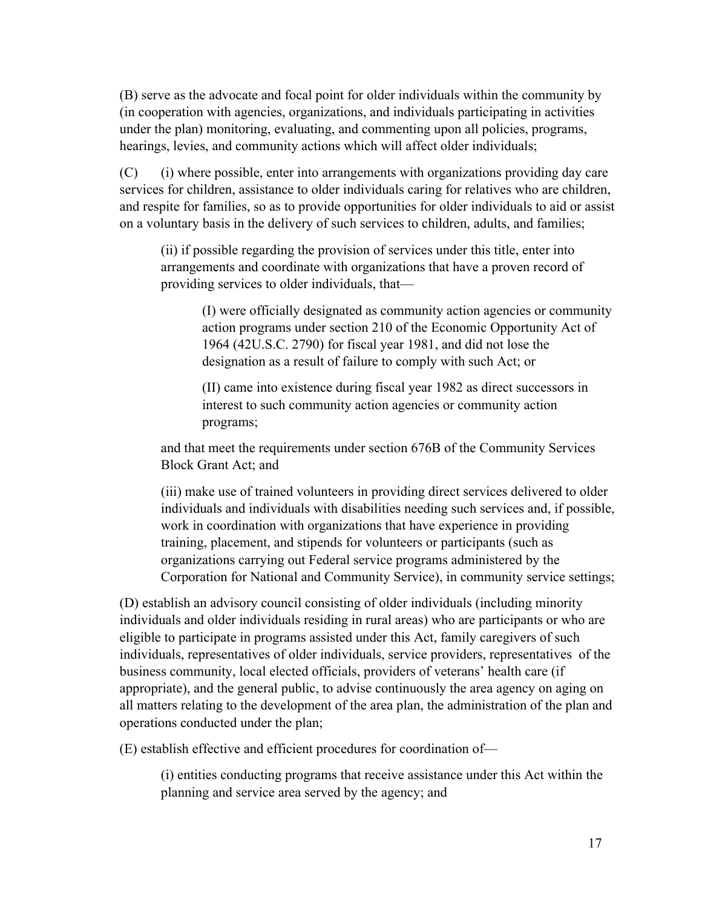(B) serve as the advocate and focal point for older individuals within the community by (in cooperation with agencies, organizations, and individuals participating in activities under the plan) monitoring, evaluating, and commenting upon all policies, programs, hearings, levies, and community actions which will affect older individuals;

(C) (i) where possible, enter into arrangements with organizations providing day care services for children, assistance to older individuals caring for relatives who are children, and respite for families, so as to provide opportunities for older individuals to aid or assist on a voluntary basis in the delivery of such services to children, adults, and families;

> (ii) if possible regarding the provision of services under this title, enter into arrangements and coordinate with organizations that have a proven record of providing services to older individuals, that—
>
> > (I) were officially designated as community action agencies or community action programs under section 210 of the Economic Opportunity Act of 1964 (42U.S.C. 2790) for fiscal year 1981, and did not lose the designation as a result of failure to comply with such Act; or
> >
> > (II) came into existence during fiscal year 1982 as direct successors in interest to such community action agencies or community action programs;
>
> and that meet the requirements under section 676B of the Community Services Block Grant Act; and
>
> (iii) make use of trained volunteers in providing direct services delivered to older individuals and individuals with disabilities needing such services and, if possible, work in coordination with organizations that have experience in providing training, placement, and stipends for volunteers or participants (such as organizations carrying out Federal service programs administered by the Corporation for National and Community Service), in community service settings;

(D) establish an advisory council consisting of older individuals (including minority individuals and older individuals residing in rural areas) who are participants or who are eligible to participate in programs assisted under this Act, family caregivers of such individuals, representatives of older individuals, service providers, representatives of the business community, local elected officials, providers of veterans' health care (if appropriate), and the general public, to advise continuously the area agency on aging on all matters relating to the development of the area plan, the administration of the plan and operations conducted under the plan;

(E) establish effective and efficient procedures for coordination of—

> (i) entities conducting programs that receive assistance under this Act within the planning and service area served by the agency; and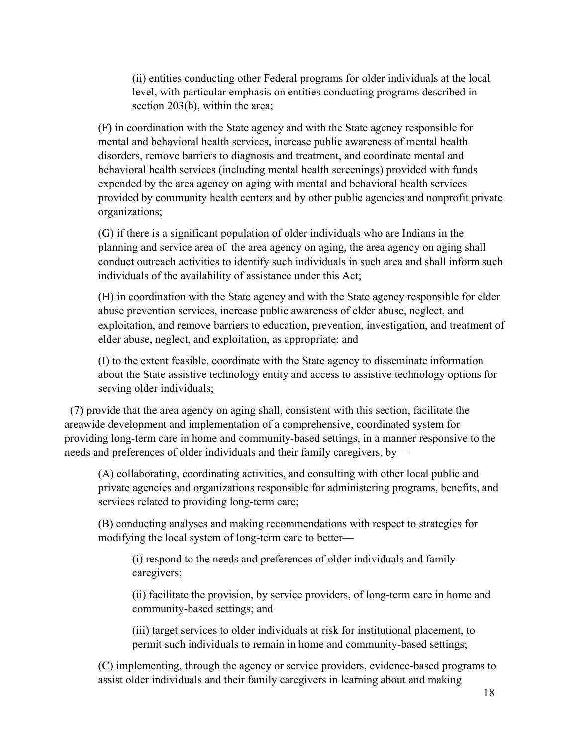(ii) entities conducting other Federal programs for older individuals at the local level, with particular emphasis on entities conducting programs described in section 203(b), within the area;

(F) in coordination with the State agency and with the State agency responsible for mental and behavioral health services, increase public awareness of mental health disorders, remove barriers to diagnosis and treatment, and coordinate mental and behavioral health services (including mental health screenings) provided with funds expended by the area agency on aging with mental and behavioral health services provided by community health centers and by other public agencies and nonprofit private organizations;

(G) if there is a significant population of older individuals who are Indians in the planning and service area of the area agency on aging, the area agency on aging shall conduct outreach activities to identify such individuals in such area and shall inform such individuals of the availability of assistance under this Act;

(H) in coordination with the State agency and with the State agency responsible for elder abuse prevention services, increase public awareness of elder abuse, neglect, and exploitation, and remove barriers to education, prevention, investigation, and treatment of elder abuse, neglect, and exploitation, as appropriate; and

(I) to the extent feasible, coordinate with the State agency to disseminate information about the State assistive technology entity and access to assistive technology options for serving older individuals;

(7) provide that the area agency on aging shall, consistent with this section, facilitate the areawide development and implementation of a comprehensive, coordinated system for providing long-term care in home and community-based settings, in a manner responsive to the needs and preferences of older individuals and their family caregivers, by—

(A) collaborating, coordinating activities, and consulting with other local public and private agencies and organizations responsible for administering programs, benefits, and services related to providing long-term care;

(B) conducting analyses and making recommendations with respect to strategies for modifying the local system of long-term care to better—

(i) respond to the needs and preferences of older individuals and family caregivers;

(ii) facilitate the provision, by service providers, of long-term care in home and community-based settings; and

(iii) target services to older individuals at risk for institutional placement, to permit such individuals to remain in home and community-based settings;

(C) implementing, through the agency or service providers, evidence-based programs to assist older individuals and their family caregivers in learning about and making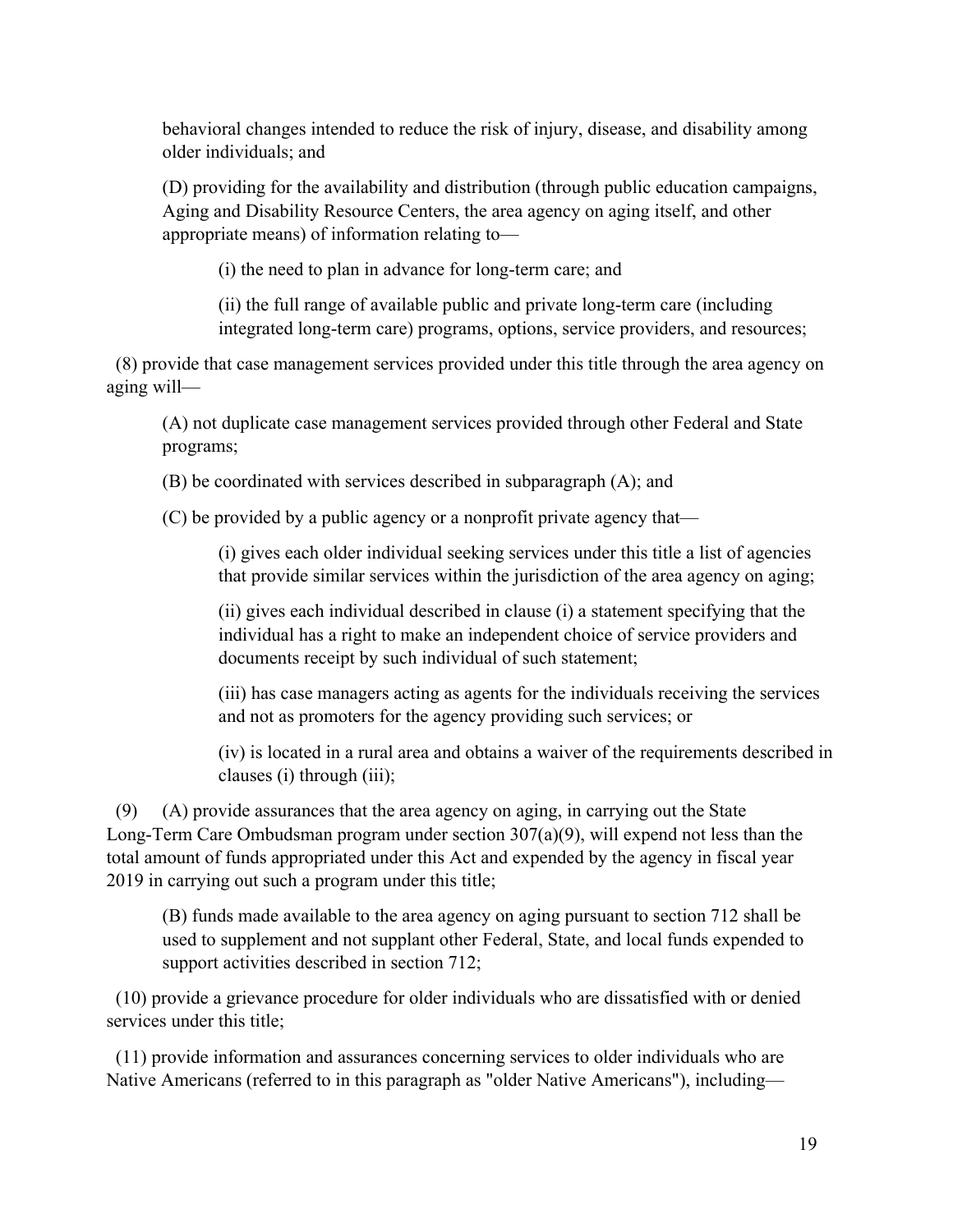behavioral changes intended to reduce the risk of injury, disease, and disability among older individuals; and

(D) providing for the availability and distribution (through public education campaigns, Aging and Disability Resource Centers, the area agency on aging itself, and other appropriate means) of information relating to—

(i) the need to plan in advance for long-term care; and

(ii) the full range of available public and private long-term care (including integrated long-term care) programs, options, service providers, and resources;

(8) provide that case management services provided under this title through the area agency on aging will—

(A) not duplicate case management services provided through other Federal and State programs;

(B) be coordinated with services described in subparagraph (A); and

(C) be provided by a public agency or a nonprofit private agency that—

(i) gives each older individual seeking services under this title a list of agencies that provide similar services within the jurisdiction of the area agency on aging;

(ii) gives each individual described in clause (i) a statement specifying that the individual has a right to make an independent choice of service providers and documents receipt by such individual of such statement;

(iii) has case managers acting as agents for the individuals receiving the services and not as promoters for the agency providing such services; or

(iv) is located in a rural area and obtains a waiver of the requirements described in clauses (i) through (iii);

(9) (A) provide assurances that the area agency on aging, in carrying out the State Long-Term Care Ombudsman program under section 307(a)(9), will expend not less than the total amount of funds appropriated under this Act and expended by the agency in fiscal year 2019 in carrying out such a program under this title;

(B) funds made available to the area agency on aging pursuant to section 712 shall be used to supplement and not supplant other Federal, State, and local funds expended to support activities described in section 712;

(10) provide a grievance procedure for older individuals who are dissatisfied with or denied services under this title;

(11) provide information and assurances concerning services to older individuals who are Native Americans (referred to in this paragraph as "older Native Americans"), including—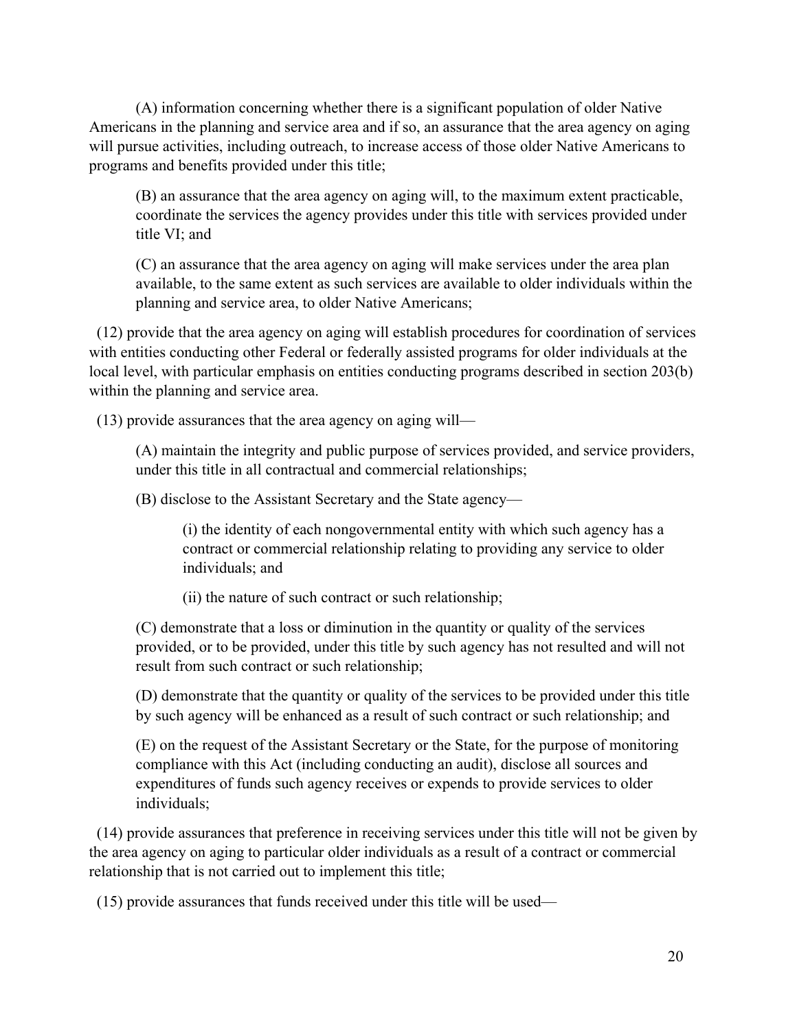(A) information concerning whether there is a significant population of older Native Americans in the planning and service area and if so, an assurance that the area agency on aging will pursue activities, including outreach, to increase access of those older Native Americans to programs and benefits provided under this title;

> (B) an assurance that the area agency on aging will, to the maximum extent practicable, coordinate the services the agency provides under this title with services provided under title VI; and
>
> (C) an assurance that the area agency on aging will make services under the area plan available, to the same extent as such services are available to older individuals within the planning and service area, to older Native Americans;

(12) provide that the area agency on aging will establish procedures for coordination of services with entities conducting other Federal or federally assisted programs for older individuals at the local level, with particular emphasis on entities conducting programs described in section 203(b) within the planning and service area.

(13) provide assurances that the area agency on aging will—

> (A) maintain the integrity and public purpose of services provided, and service providers, under this title in all contractual and commercial relationships;
>
> (B) disclose to the Assistant Secretary and the State agency—
>
> > (i) the identity of each nongovernmental entity with which such agency has a contract or commercial relationship relating to providing any service to older individuals; and
> >
> > (ii) the nature of such contract or such relationship;
>
> (C) demonstrate that a loss or diminution in the quantity or quality of the services provided, or to be provided, under this title by such agency has not resulted and will not result from such contract or such relationship;
>
> (D) demonstrate that the quantity or quality of the services to be provided under this title by such agency will be enhanced as a result of such contract or such relationship; and
>
> (E) on the request of the Assistant Secretary or the State, for the purpose of monitoring compliance with this Act (including conducting an audit), disclose all sources and expenditures of funds such agency receives or expends to provide services to older individuals;

(14) provide assurances that preference in receiving services under this title will not be given by the area agency on aging to particular older individuals as a result of a contract or commercial relationship that is not carried out to implement this title;

(15) provide assurances that funds received under this title will be used—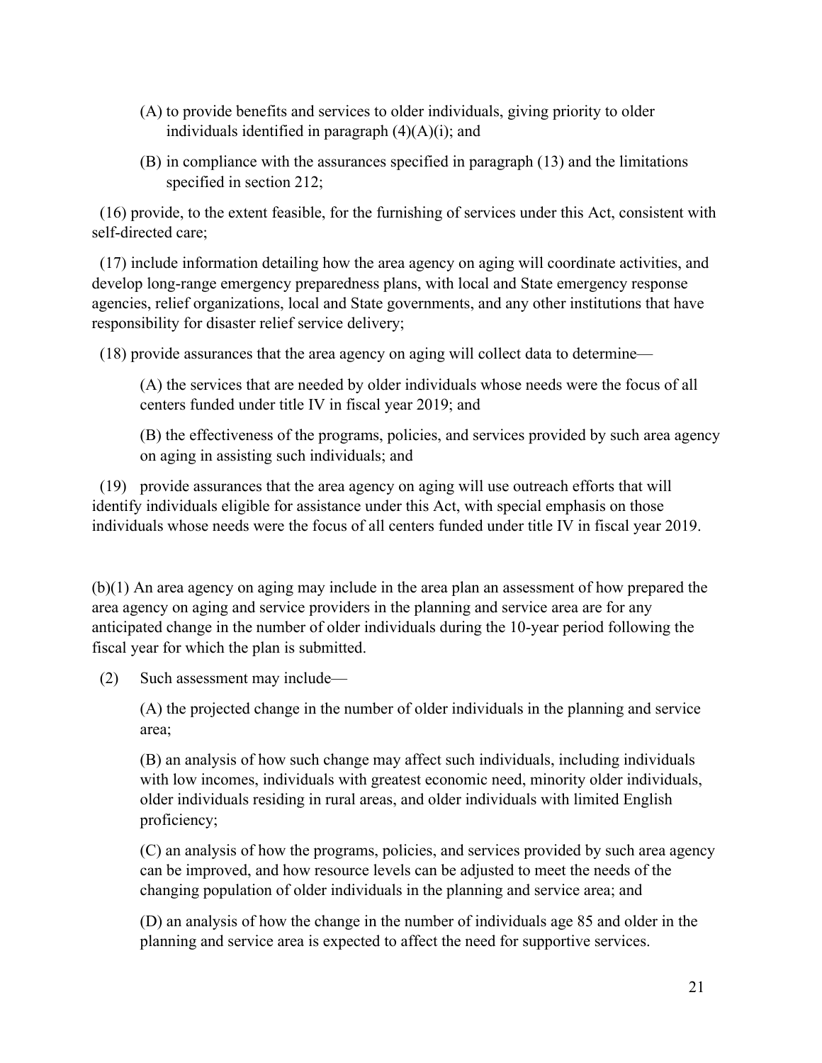(A) to provide benefits and services to older individuals, giving priority to older individuals identified in paragraph (4)(A)(i); and

(B) in compliance with the assurances specified in paragraph (13) and the limitations specified in section 212;

(16) provide, to the extent feasible, for the furnishing of services under this Act, consistent with self-directed care;

(17) include information detailing how the area agency on aging will coordinate activities, and develop long-range emergency preparedness plans, with local and State emergency response agencies, relief organizations, local and State governments, and any other institutions that have responsibility for disaster relief service delivery;

(18) provide assurances that the area agency on aging will collect data to determine—

(A) the services that are needed by older individuals whose needs were the focus of all centers funded under title IV in fiscal year 2019; and

(B) the effectiveness of the programs, policies, and services provided by such area agency on aging in assisting such individuals; and

(19) provide assurances that the area agency on aging will use outreach efforts that will identify individuals eligible for assistance under this Act, with special emphasis on those individuals whose needs were the focus of all centers funded under title IV in fiscal year 2019.

(b)(1) An area agency on aging may include in the area plan an assessment of how prepared the area agency on aging and service providers in the planning and service area are for any anticipated change in the number of older individuals during the 10-year period following the fiscal year for which the plan is submitted.

(2) Such assessment may include—

(A) the projected change in the number of older individuals in the planning and service area;

(B) an analysis of how such change may affect such individuals, including individuals with low incomes, individuals with greatest economic need, minority older individuals, older individuals residing in rural areas, and older individuals with limited English proficiency;

(C) an analysis of how the programs, policies, and services provided by such area agency can be improved, and how resource levels can be adjusted to meet the needs of the changing population of older individuals in the planning and service area; and

(D) an analysis of how the change in the number of individuals age 85 and older in the planning and service area is expected to affect the need for supportive services.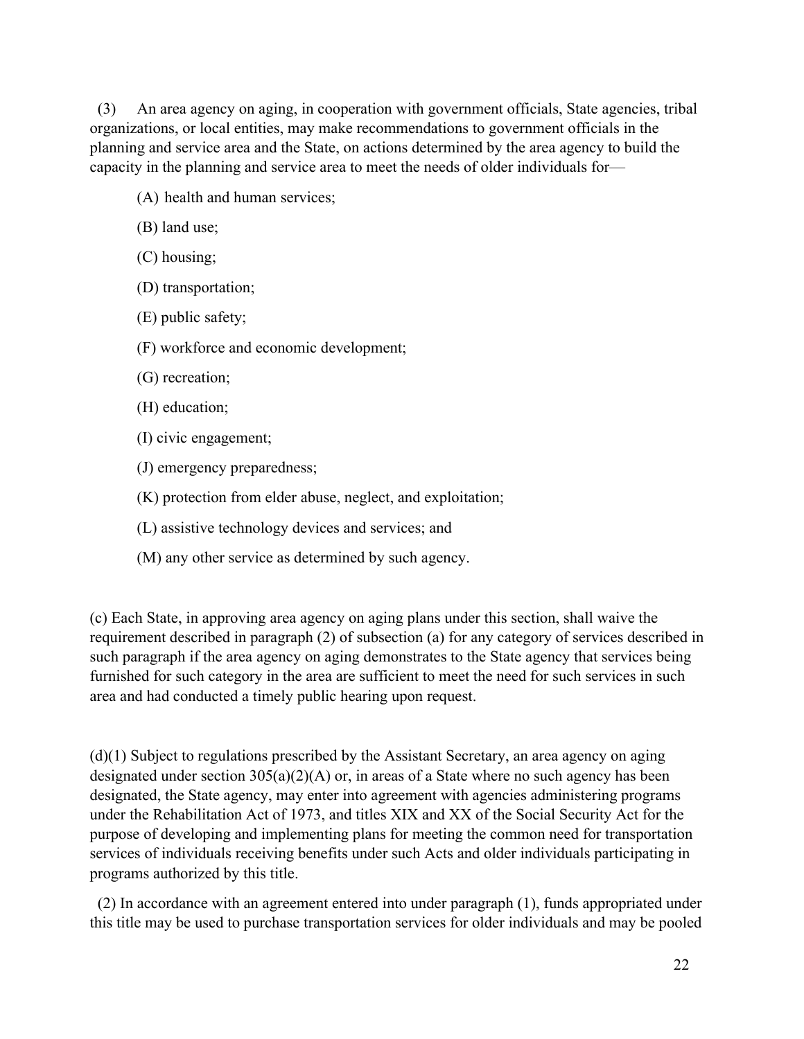(3) An area agency on aging, in cooperation with government officials, State agencies, tribal organizations, or local entities, may make recommendations to government officials in the planning and service area and the State, on actions determined by the area agency to build the capacity in the planning and service area to meet the needs of older individuals for—

(A) health and human services;

(B) land use;

(C) housing;

(D) transportation;

(E) public safety;

(F) workforce and economic development;

(G) recreation;

(H) education;

(I) civic engagement;

(J) emergency preparedness;

(K) protection from elder abuse, neglect, and exploitation;

(L) assistive technology devices and services; and

(M) any other service as determined by such agency.

(c) Each State, in approving area agency on aging plans under this section, shall waive the requirement described in paragraph (2) of subsection (a) for any category of services described in such paragraph if the area agency on aging demonstrates to the State agency that services being furnished for such category in the area are sufficient to meet the need for such services in such area and had conducted a timely public hearing upon request.

(d)(1) Subject to regulations prescribed by the Assistant Secretary, an area agency on aging designated under section 305(a)(2)(A) or, in areas of a State where no such agency has been designated, the State agency, may enter into agreement with agencies administering programs under the Rehabilitation Act of 1973, and titles XIX and XX of the Social Security Act for the purpose of developing and implementing plans for meeting the common need for transportation services of individuals receiving benefits under such Acts and older individuals participating in programs authorized by this title.

(2) In accordance with an agreement entered into under paragraph (1), funds appropriated under this title may be used to purchase transportation services for older individuals and may be pooled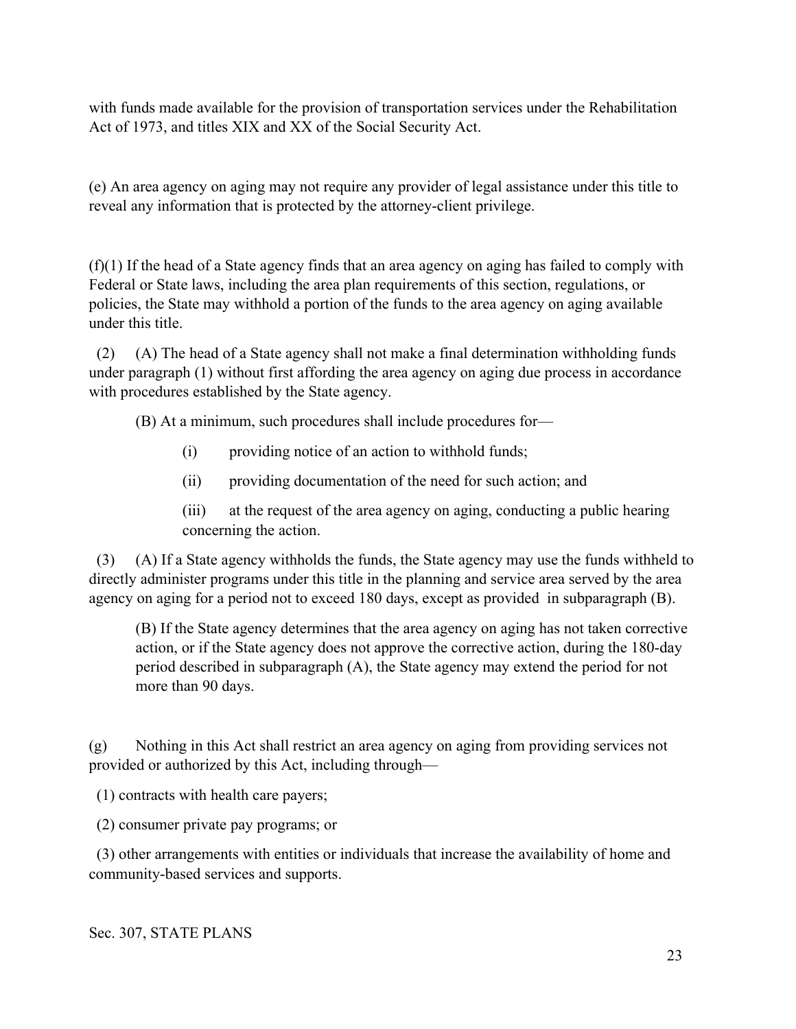with funds made available for the provision of transportation services under the Rehabilitation Act of 1973, and titles XIX and XX of the Social Security Act.

(e) An area agency on aging may not require any provider of legal assistance under this title to reveal any information that is protected by the attorney-client privilege.

(f)(1) If the head of a State agency finds that an area agency on aging has failed to comply with Federal or State laws, including the area plan requirements of this section, regulations, or policies, the State may withhold a portion of the funds to the area agency on aging available under this title.

(2) (A) The head of a State agency shall not make a final determination withholding funds under paragraph (1) without first affording the area agency on aging due process in accordance with procedures established by the State agency.

(B) At a minimum, such procedures shall include procedures for—

(i) providing notice of an action to withhold funds;

(ii) providing documentation of the need for such action; and

(iii) at the request of the area agency on aging, conducting a public hearing concerning the action.

(3) (A) If a State agency withholds the funds, the State agency may use the funds withheld to directly administer programs under this title in the planning and service area served by the area agency on aging for a period not to exceed 180 days, except as provided in subparagraph (B).

(B) If the State agency determines that the area agency on aging has not taken corrective action, or if the State agency does not approve the corrective action, during the 180-day period described in subparagraph (A), the State agency may extend the period for not more than 90 days.

(g) Nothing in this Act shall restrict an area agency on aging from providing services not provided or authorized by this Act, including through—

(1) contracts with health care payers;

(2) consumer private pay programs; or

(3) other arrangements with entities or individuals that increase the availability of home and community-based services and supports.

Sec. 307, STATE PLANS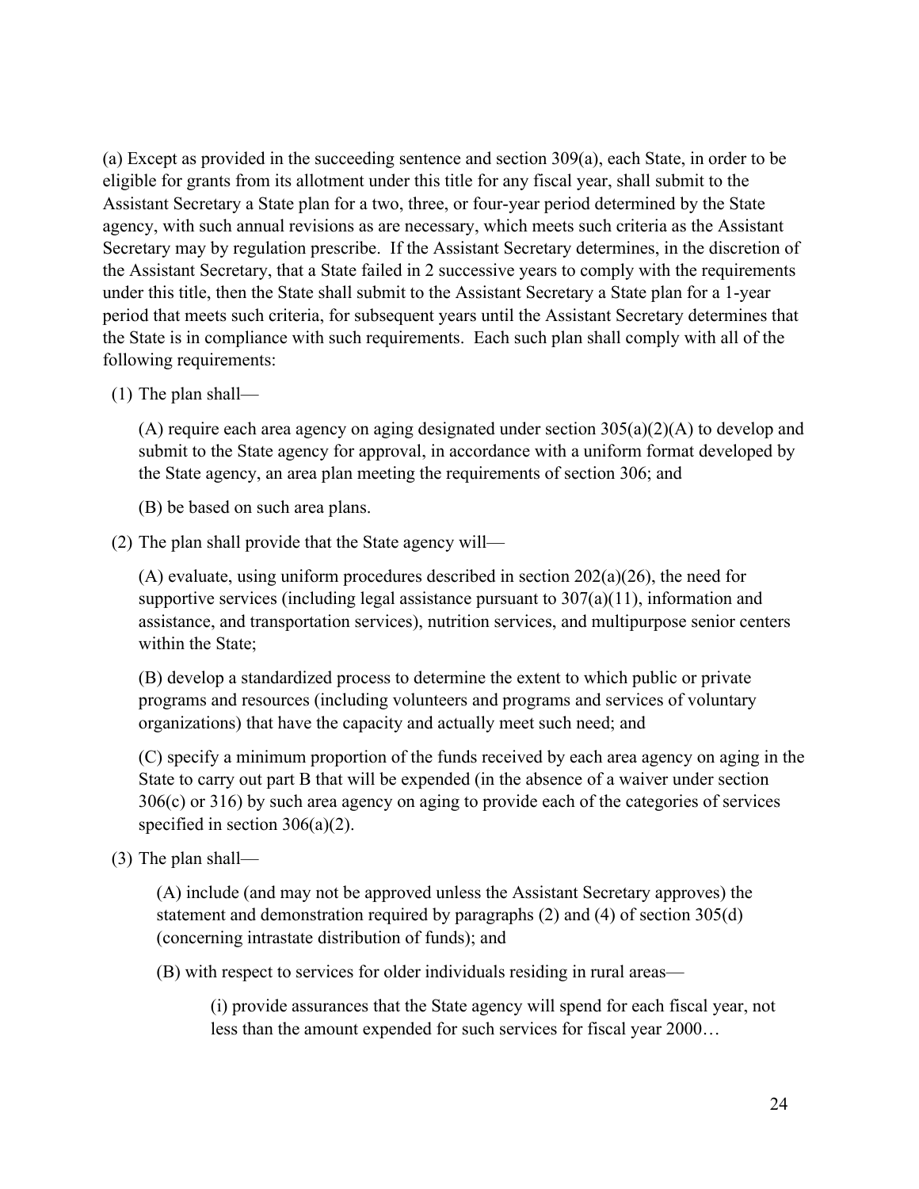(a) Except as provided in the succeeding sentence and section 309(a), each State, in order to be eligible for grants from its allotment under this title for any fiscal year, shall submit to the Assistant Secretary a State plan for a two, three, or four-year period determined by the State agency, with such annual revisions as are necessary, which meets such criteria as the Assistant Secretary may by regulation prescribe. If the Assistant Secretary determines, in the discretion of the Assistant Secretary, that a State failed in 2 successive years to comply with the requirements under this title, then the State shall submit to the Assistant Secretary a State plan for a 1-year period that meets such criteria, for subsequent years until the Assistant Secretary determines that the State is in compliance with such requirements. Each such plan shall comply with all of the following requirements:

(1) The plan shall—

> (A) require each area agency on aging designated under section 305(a)(2)(A) to develop and submit to the State agency for approval, in accordance with a uniform format developed by the State agency, an area plan meeting the requirements of section 306; and
>
> (B) be based on such area plans.

(2) The plan shall provide that the State agency will—

> (A) evaluate, using uniform procedures described in section 202(a)(26), the need for supportive services (including legal assistance pursuant to 307(a)(11), information and assistance, and transportation services), nutrition services, and multipurpose senior centers within the State;
>
> (B) develop a standardized process to determine the extent to which public or private programs and resources (including volunteers and programs and services of voluntary organizations) that have the capacity and actually meet such need; and
>
> (C) specify a minimum proportion of the funds received by each area agency on aging in the State to carry out part B that will be expended (in the absence of a waiver under section 306(c) or 316) by such area agency on aging to provide each of the categories of services specified in section 306(a)(2).

(3) The plan shall—

> (A) include (and may not be approved unless the Assistant Secretary approves) the statement and demonstration required by paragraphs (2) and (4) of section 305(d) (concerning intrastate distribution of funds); and
>
> (B) with respect to services for older individuals residing in rural areas—
>
> > (i) provide assurances that the State agency will spend for each fiscal year, not less than the amount expended for such services for fiscal year 2000…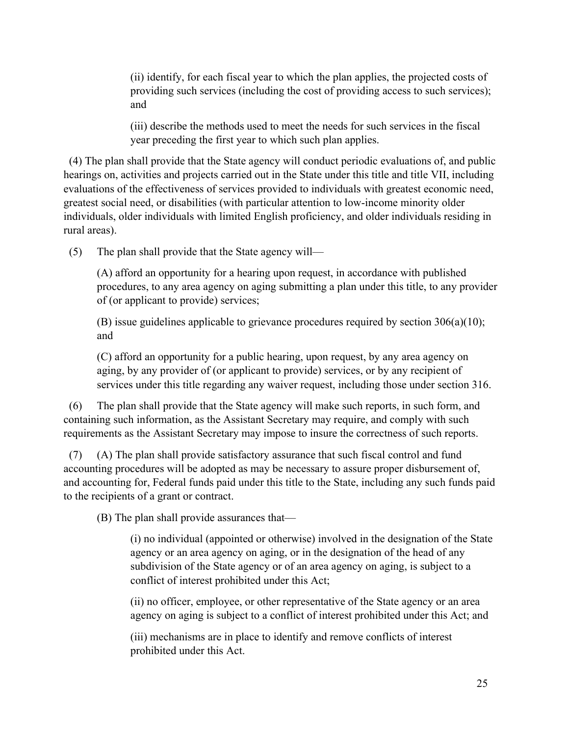(ii) identify, for each fiscal year to which the plan applies, the projected costs of providing such services (including the cost of providing access to such services); and

(iii) describe the methods used to meet the needs for such services in the fiscal year preceding the first year to which such plan applies.

(4) The plan shall provide that the State agency will conduct periodic evaluations of, and public hearings on, activities and projects carried out in the State under this title and title VII, including evaluations of the effectiveness of services provided to individuals with greatest economic need, greatest social need, or disabilities (with particular attention to low-income minority older individuals, older individuals with limited English proficiency, and older individuals residing in rural areas).

(5) The plan shall provide that the State agency will—

(A) afford an opportunity for a hearing upon request, in accordance with published procedures, to any area agency on aging submitting a plan under this title, to any provider of (or applicant to provide) services;

(B) issue guidelines applicable to grievance procedures required by section 306(a)(10); and

(C) afford an opportunity for a public hearing, upon request, by any area agency on aging, by any provider of (or applicant to provide) services, or by any recipient of services under this title regarding any waiver request, including those under section 316.

(6) The plan shall provide that the State agency will make such reports, in such form, and containing such information, as the Assistant Secretary may require, and comply with such requirements as the Assistant Secretary may impose to insure the correctness of such reports.

(7) (A) The plan shall provide satisfactory assurance that such fiscal control and fund accounting procedures will be adopted as may be necessary to assure proper disbursement of, and accounting for, Federal funds paid under this title to the State, including any such funds paid to the recipients of a grant or contract.

(B) The plan shall provide assurances that—

(i) no individual (appointed or otherwise) involved in the designation of the State agency or an area agency on aging, or in the designation of the head of any subdivision of the State agency or of an area agency on aging, is subject to a conflict of interest prohibited under this Act;

(ii) no officer, employee, or other representative of the State agency or an area agency on aging is subject to a conflict of interest prohibited under this Act; and

(iii) mechanisms are in place to identify and remove conflicts of interest prohibited under this Act.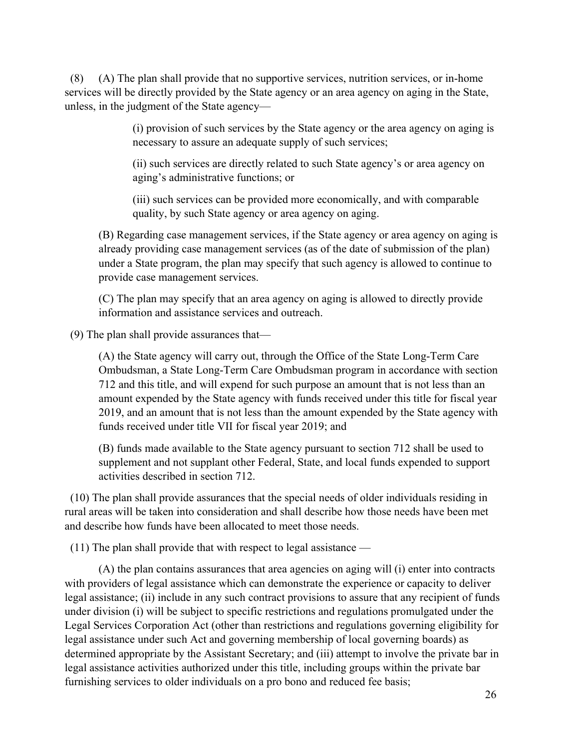(8) (A) The plan shall provide that no supportive services, nutrition services, or in-home services will be directly provided by the State agency or an area agency on aging in the State, unless, in the judgment of the State agency—

> (i) provision of such services by the State agency or the area agency on aging is necessary to assure an adequate supply of such services;
>
> (ii) such services are directly related to such State agency's or area agency on aging's administrative functions; or
>
> (iii) such services can be provided more economically, and with comparable quality, by such State agency or area agency on aging.

(B) Regarding case management services, if the State agency or area agency on aging is already providing case management services (as of the date of submission of the plan) under a State program, the plan may specify that such agency is allowed to continue to provide case management services.

(C) The plan may specify that an area agency on aging is allowed to directly provide information and assistance services and outreach.

(9) The plan shall provide assurances that—

(A) the State agency will carry out, through the Office of the State Long-Term Care Ombudsman, a State Long-Term Care Ombudsman program in accordance with section 712 and this title, and will expend for such purpose an amount that is not less than an amount expended by the State agency with funds received under this title for fiscal year 2019, and an amount that is not less than the amount expended by the State agency with funds received under title VII for fiscal year 2019; and

(B) funds made available to the State agency pursuant to section 712 shall be used to supplement and not supplant other Federal, State, and local funds expended to support activities described in section 712.

(10) The plan shall provide assurances that the special needs of older individuals residing in rural areas will be taken into consideration and shall describe how those needs have been met and describe how funds have been allocated to meet those needs.

(11) The plan shall provide that with respect to legal assistance —

(A) the plan contains assurances that area agencies on aging will (i) enter into contracts with providers of legal assistance which can demonstrate the experience or capacity to deliver legal assistance; (ii) include in any such contract provisions to assure that any recipient of funds under division (i) will be subject to specific restrictions and regulations promulgated under the Legal Services Corporation Act (other than restrictions and regulations governing eligibility for legal assistance under such Act and governing membership of local governing boards) as determined appropriate by the Assistant Secretary; and (iii) attempt to involve the private bar in legal assistance activities authorized under this title, including groups within the private bar furnishing services to older individuals on a pro bono and reduced fee basis;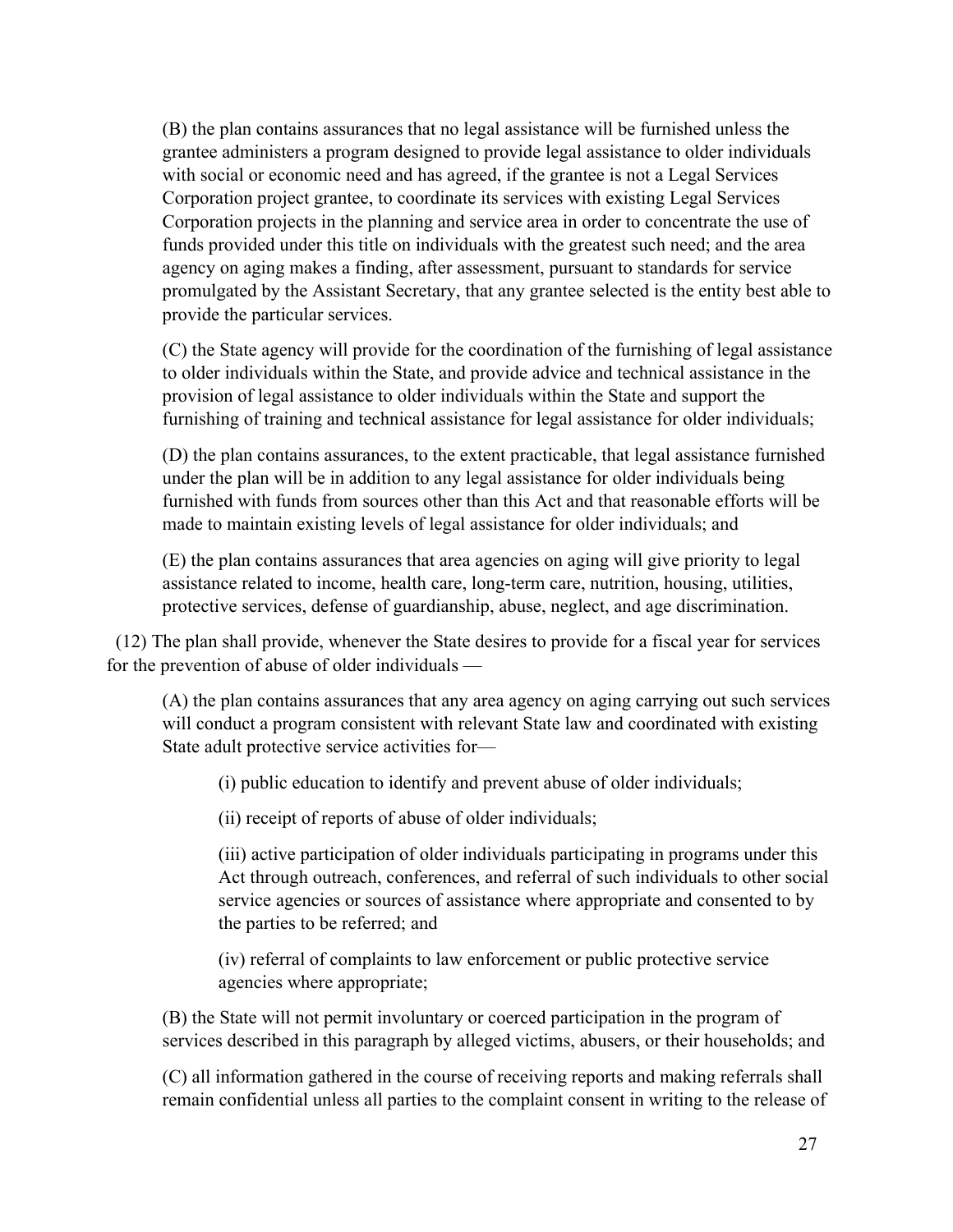(B) the plan contains assurances that no legal assistance will be furnished unless the grantee administers a program designed to provide legal assistance to older individuals with social or economic need and has agreed, if the grantee is not a Legal Services Corporation project grantee, to coordinate its services with existing Legal Services Corporation projects in the planning and service area in order to concentrate the use of funds provided under this title on individuals with the greatest such need; and the area agency on aging makes a finding, after assessment, pursuant to standards for service promulgated by the Assistant Secretary, that any grantee selected is the entity best able to provide the particular services.

(C) the State agency will provide for the coordination of the furnishing of legal assistance to older individuals within the State, and provide advice and technical assistance in the provision of legal assistance to older individuals within the State and support the furnishing of training and technical assistance for legal assistance for older individuals;

(D) the plan contains assurances, to the extent practicable, that legal assistance furnished under the plan will be in addition to any legal assistance for older individuals being furnished with funds from sources other than this Act and that reasonable efforts will be made to maintain existing levels of legal assistance for older individuals; and

(E) the plan contains assurances that area agencies on aging will give priority to legal assistance related to income, health care, long-term care, nutrition, housing, utilities, protective services, defense of guardianship, abuse, neglect, and age discrimination.

(12) The plan shall provide, whenever the State desires to provide for a fiscal year for services for the prevention of abuse of older individuals —

(A) the plan contains assurances that any area agency on aging carrying out such services will conduct a program consistent with relevant State law and coordinated with existing State adult protective service activities for—

(i) public education to identify and prevent abuse of older individuals;

(ii) receipt of reports of abuse of older individuals;

(iii) active participation of older individuals participating in programs under this Act through outreach, conferences, and referral of such individuals to other social service agencies or sources of assistance where appropriate and consented to by the parties to be referred; and

(iv) referral of complaints to law enforcement or public protective service agencies where appropriate;

(B) the State will not permit involuntary or coerced participation in the program of services described in this paragraph by alleged victims, abusers, or their households; and

(C) all information gathered in the course of receiving reports and making referrals shall remain confidential unless all parties to the complaint consent in writing to the release of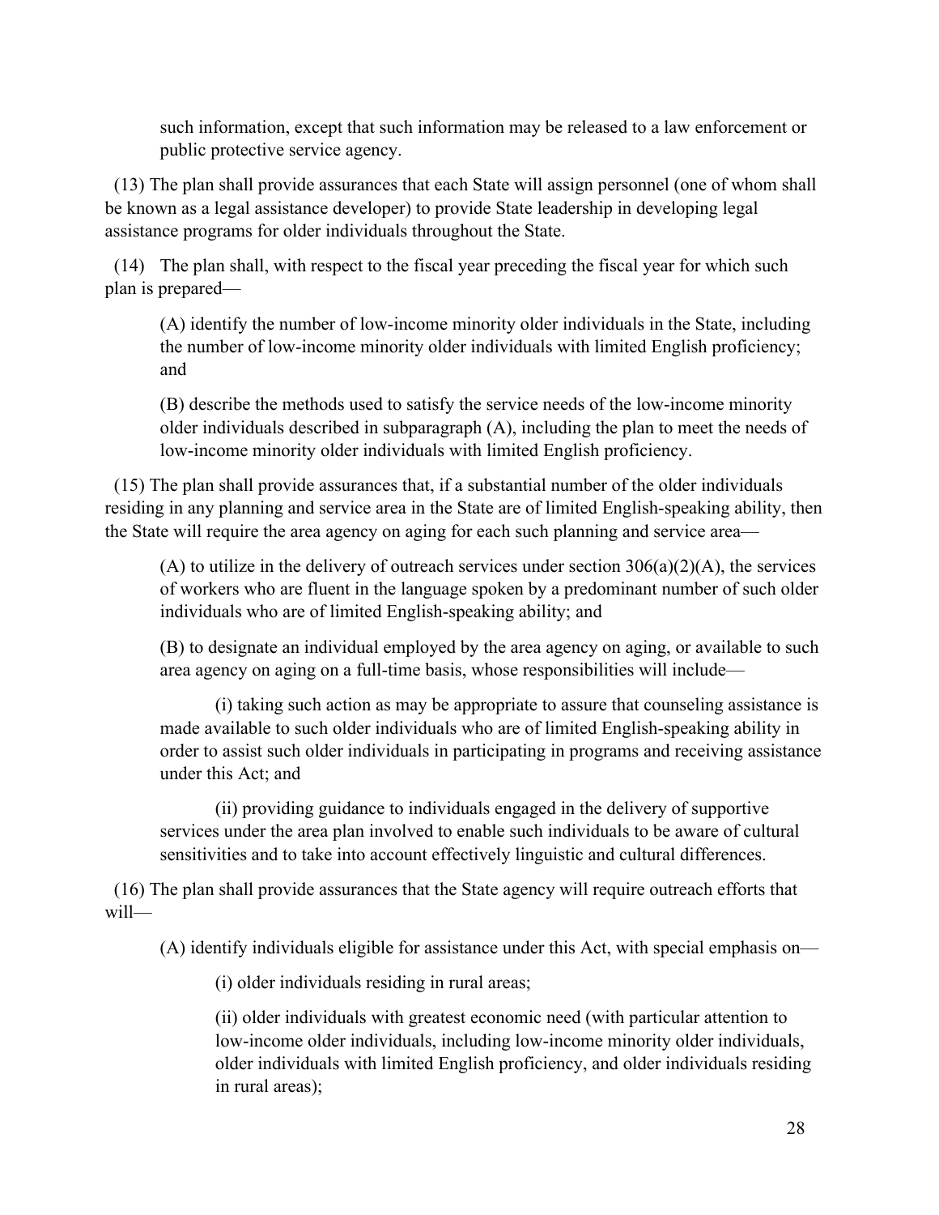such information, except that such information may be released to a law enforcement or public protective service agency.

(13) The plan shall provide assurances that each State will assign personnel (one of whom shall be known as a legal assistance developer) to provide State leadership in developing legal assistance programs for older individuals throughout the State.

(14) The plan shall, with respect to the fiscal year preceding the fiscal year for which such plan is prepared—

> (A) identify the number of low-income minority older individuals in the State, including the number of low-income minority older individuals with limited English proficiency; and
>
> (B) describe the methods used to satisfy the service needs of the low-income minority older individuals described in subparagraph (A), including the plan to meet the needs of low-income minority older individuals with limited English proficiency.

(15) The plan shall provide assurances that, if a substantial number of the older individuals residing in any planning and service area in the State are of limited English-speaking ability, then the State will require the area agency on aging for each such planning and service area—

> (A) to utilize in the delivery of outreach services under section 306(a)(2)(A), the services of workers who are fluent in the language spoken by a predominant number of such older individuals who are of limited English-speaking ability; and
>
> (B) to designate an individual employed by the area agency on aging, or available to such area agency on aging on a full-time basis, whose responsibilities will include—
>
> > (i) taking such action as may be appropriate to assure that counseling assistance is made available to such older individuals who are of limited English-speaking ability in order to assist such older individuals in participating in programs and receiving assistance under this Act; and
> >
> > (ii) providing guidance to individuals engaged in the delivery of supportive services under the area plan involved to enable such individuals to be aware of cultural sensitivities and to take into account effectively linguistic and cultural differences.

(16) The plan shall provide assurances that the State agency will require outreach efforts that will—

> (A) identify individuals eligible for assistance under this Act, with special emphasis on—
>
> > (i) older individuals residing in rural areas;
> >
> > (ii) older individuals with greatest economic need (with particular attention to low-income older individuals, including low-income minority older individuals, older individuals with limited English proficiency, and older individuals residing in rural areas);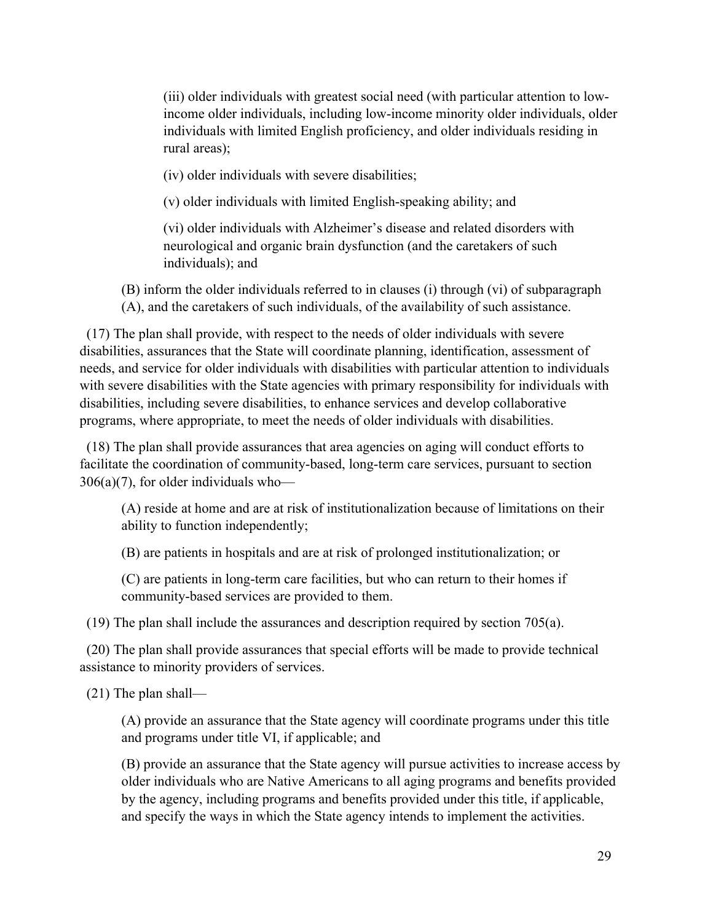(iii) older individuals with greatest social need (with particular attention to low-income older individuals, including low-income minority older individuals, older individuals with limited English proficiency, and older individuals residing in rural areas);

(iv) older individuals with severe disabilities;

(v) older individuals with limited English-speaking ability; and

(vi) older individuals with Alzheimer's disease and related disorders with neurological and organic brain dysfunction (and the caretakers of such individuals); and

(B) inform the older individuals referred to in clauses (i) through (vi) of subparagraph (A), and the caretakers of such individuals, of the availability of such assistance.

(17) The plan shall provide, with respect to the needs of older individuals with severe disabilities, assurances that the State will coordinate planning, identification, assessment of needs, and service for older individuals with disabilities with particular attention to individuals with severe disabilities with the State agencies with primary responsibility for individuals with disabilities, including severe disabilities, to enhance services and develop collaborative programs, where appropriate, to meet the needs of older individuals with disabilities.

(18) The plan shall provide assurances that area agencies on aging will conduct efforts to facilitate the coordination of community-based, long-term care services, pursuant to section 306(a)(7), for older individuals who—

(A) reside at home and are at risk of institutionalization because of limitations on their ability to function independently;

(B) are patients in hospitals and are at risk of prolonged institutionalization; or

(C) are patients in long-term care facilities, but who can return to their homes if community-based services are provided to them.

(19) The plan shall include the assurances and description required by section 705(a).

(20) The plan shall provide assurances that special efforts will be made to provide technical assistance to minority providers of services.

(21) The plan shall—

(A) provide an assurance that the State agency will coordinate programs under this title and programs under title VI, if applicable; and

(B) provide an assurance that the State agency will pursue activities to increase access by older individuals who are Native Americans to all aging programs and benefits provided by the agency, including programs and benefits provided under this title, if applicable, and specify the ways in which the State agency intends to implement the activities.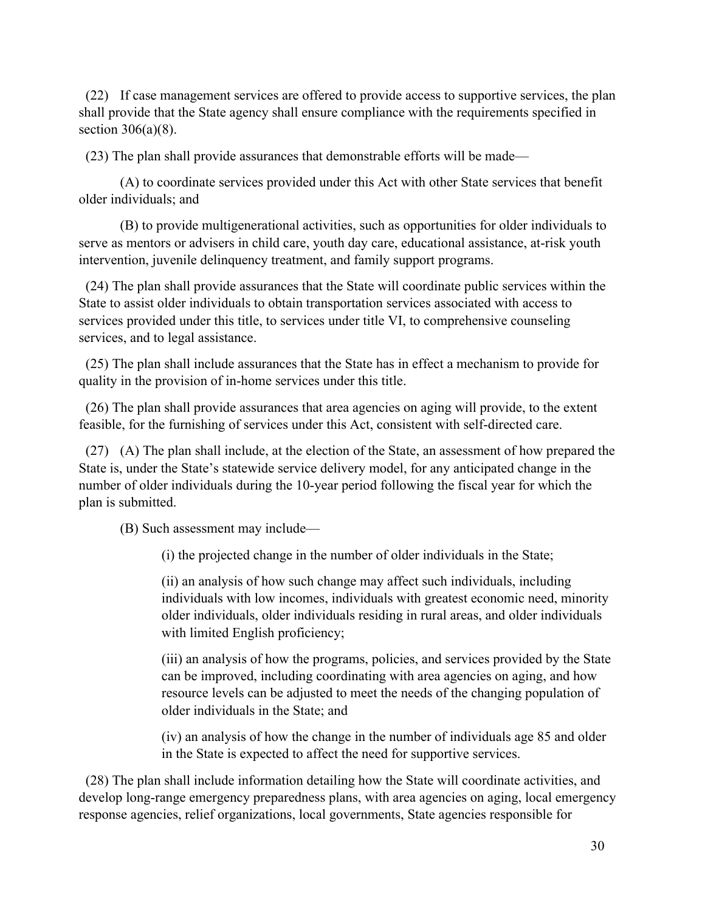(22) If case management services are offered to provide access to supportive services, the plan shall provide that the State agency shall ensure compliance with the requirements specified in section 306(a)(8).

(23) The plan shall provide assurances that demonstrable efforts will be made—

(A) to coordinate services provided under this Act with other State services that benefit older individuals; and

(B) to provide multigenerational activities, such as opportunities for older individuals to serve as mentors or advisers in child care, youth day care, educational assistance, at-risk youth intervention, juvenile delinquency treatment, and family support programs.

(24) The plan shall provide assurances that the State will coordinate public services within the State to assist older individuals to obtain transportation services associated with access to services provided under this title, to services under title VI, to comprehensive counseling services, and to legal assistance.

(25) The plan shall include assurances that the State has in effect a mechanism to provide for quality in the provision of in-home services under this title.

(26) The plan shall provide assurances that area agencies on aging will provide, to the extent feasible, for the furnishing of services under this Act, consistent with self-directed care.

(27) (A) The plan shall include, at the election of the State, an assessment of how prepared the State is, under the State's statewide service delivery model, for any anticipated change in the number of older individuals during the 10-year period following the fiscal year for which the plan is submitted.

(B) Such assessment may include—

(i) the projected change in the number of older individuals in the State;

(ii) an analysis of how such change may affect such individuals, including individuals with low incomes, individuals with greatest economic need, minority older individuals, older individuals residing in rural areas, and older individuals with limited English proficiency;

(iii) an analysis of how the programs, policies, and services provided by the State can be improved, including coordinating with area agencies on aging, and how resource levels can be adjusted to meet the needs of the changing population of older individuals in the State; and

(iv) an analysis of how the change in the number of individuals age 85 and older in the State is expected to affect the need for supportive services.

(28) The plan shall include information detailing how the State will coordinate activities, and develop long-range emergency preparedness plans, with area agencies on aging, local emergency response agencies, relief organizations, local governments, State agencies responsible for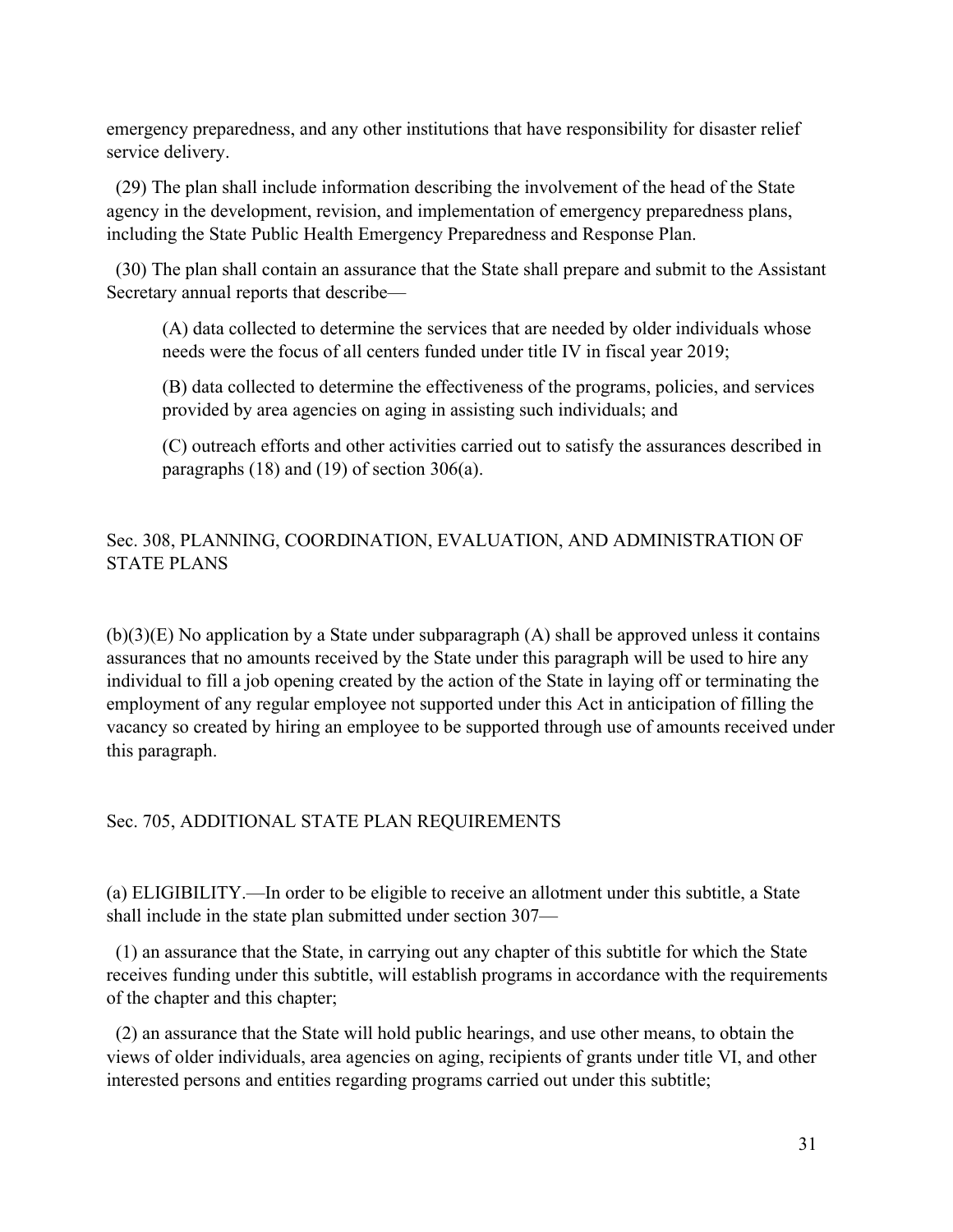emergency preparedness, and any other institutions that have responsibility for disaster relief service delivery.

(29) The plan shall include information describing the involvement of the head of the State agency in the development, revision, and implementation of emergency preparedness plans, including the State Public Health Emergency Preparedness and Response Plan.

(30) The plan shall contain an assurance that the State shall prepare and submit to the Assistant Secretary annual reports that describe—

> (A) data collected to determine the services that are needed by older individuals whose needs were the focus of all centers funded under title IV in fiscal year 2019;
>
> (B) data collected to determine the effectiveness of the programs, policies, and services provided by area agencies on aging in assisting such individuals; and
>
> (C) outreach efforts and other activities carried out to satisfy the assurances described in paragraphs (18) and (19) of section 306(a).

## Sec. 308, PLANNING, COORDINATION, EVALUATION, AND ADMINISTRATION OF STATE PLANS

(b)(3)(E) No application by a State under subparagraph (A) shall be approved unless it contains assurances that no amounts received by the State under this paragraph will be used to hire any individual to fill a job opening created by the action of the State in laying off or terminating the employment of any regular employee not supported under this Act in anticipation of filling the vacancy so created by hiring an employee to be supported through use of amounts received under this paragraph.

## Sec. 705, ADDITIONAL STATE PLAN REQUIREMENTS

(a) ELIGIBILITY.—In order to be eligible to receive an allotment under this subtitle, a State shall include in the state plan submitted under section 307—

(1) an assurance that the State, in carrying out any chapter of this subtitle for which the State receives funding under this subtitle, will establish programs in accordance with the requirements of the chapter and this chapter;

(2) an assurance that the State will hold public hearings, and use other means, to obtain the views of older individuals, area agencies on aging, recipients of grants under title VI, and other interested persons and entities regarding programs carried out under this subtitle;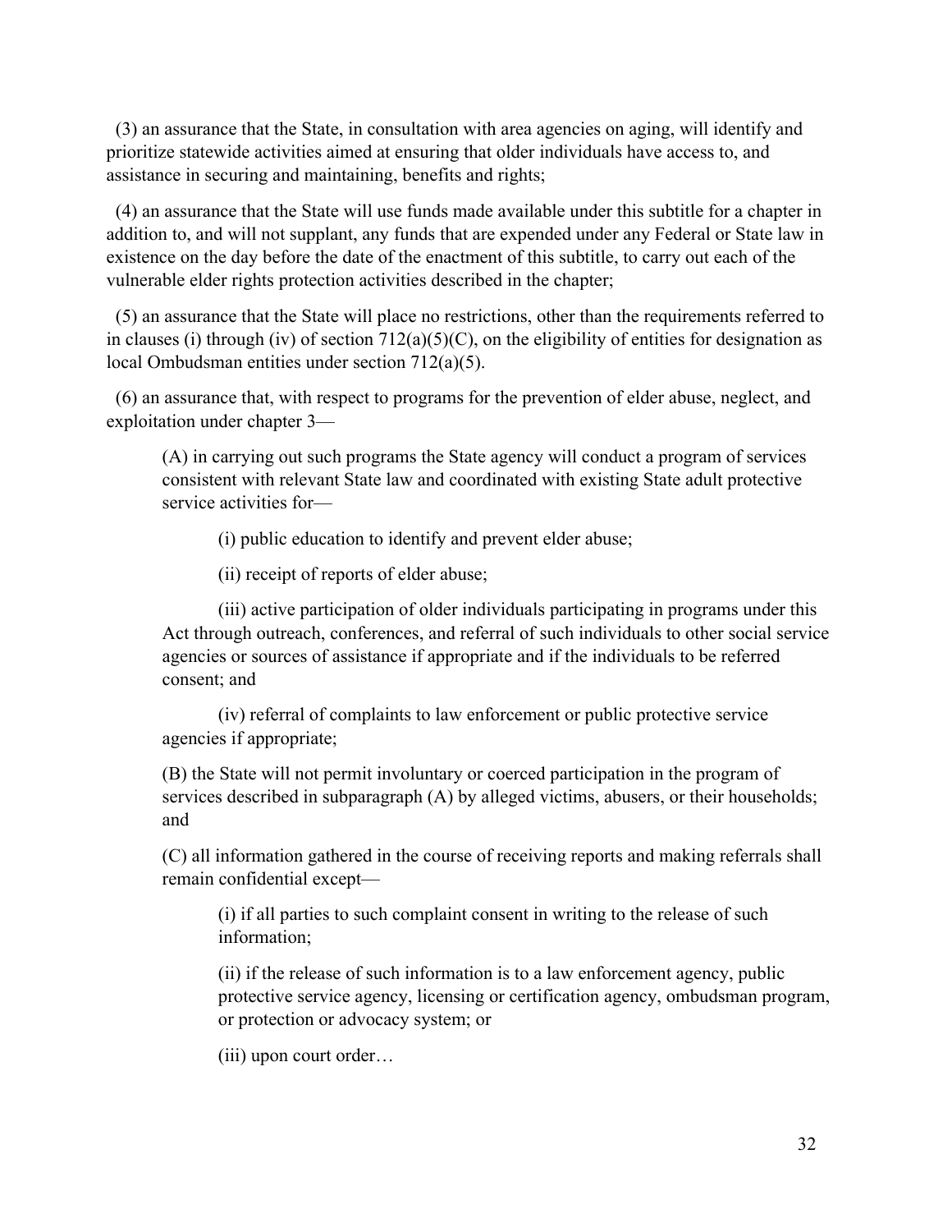(3) an assurance that the State, in consultation with area agencies on aging, will identify and prioritize statewide activities aimed at ensuring that older individuals have access to, and assistance in securing and maintaining, benefits and rights;

(4) an assurance that the State will use funds made available under this subtitle for a chapter in addition to, and will not supplant, any funds that are expended under any Federal or State law in existence on the day before the date of the enactment of this subtitle, to carry out each of the vulnerable elder rights protection activities described in the chapter;

(5) an assurance that the State will place no restrictions, other than the requirements referred to in clauses (i) through (iv) of section 712(a)(5)(C), on the eligibility of entities for designation as local Ombudsman entities under section 712(a)(5).

(6) an assurance that, with respect to programs for the prevention of elder abuse, neglect, and exploitation under chapter 3—

> (A) in carrying out such programs the State agency will conduct a program of services consistent with relevant State law and coordinated with existing State adult protective service activities for—
>
> > (i) public education to identify and prevent elder abuse;
> >
> > (ii) receipt of reports of elder abuse;
> >
> > (iii) active participation of older individuals participating in programs under this Act through outreach, conferences, and referral of such individuals to other social service agencies or sources of assistance if appropriate and if the individuals to be referred consent; and
> >
> > (iv) referral of complaints to law enforcement or public protective service agencies if appropriate;
>
> (B) the State will not permit involuntary or coerced participation in the program of services described in subparagraph (A) by alleged victims, abusers, or their households; and
>
> (C) all information gathered in the course of receiving reports and making referrals shall remain confidential except—
>
> > (i) if all parties to such complaint consent in writing to the release of such information;
> >
> > (ii) if the release of such information is to a law enforcement agency, public protective service agency, licensing or certification agency, ombudsman program, or protection or advocacy system; or
> >
> > (iii) upon court order…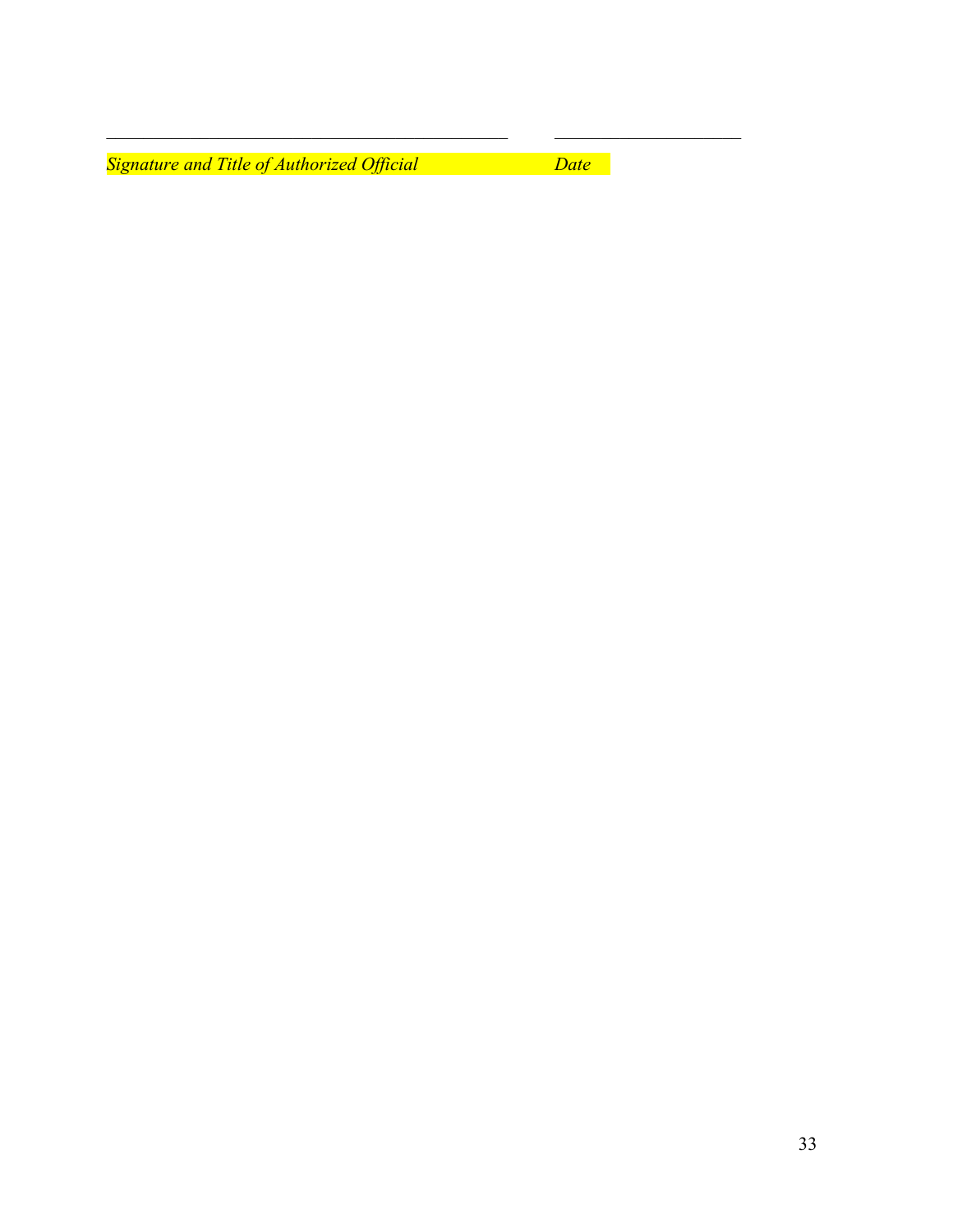\_\_\_\_\_\_\_\_\_\_\_\_\_\_\_\_\_\_\_\_\_\_\_\_\_\_\_\_\_\_\_\_\_\_\_\_\_\_\_\_\_\_ \_\_\_\_\_\_\_\_\_\_\_\_\_\_\_\_\_\_\_\_

*Signature and Title of Authorized Official* *Date*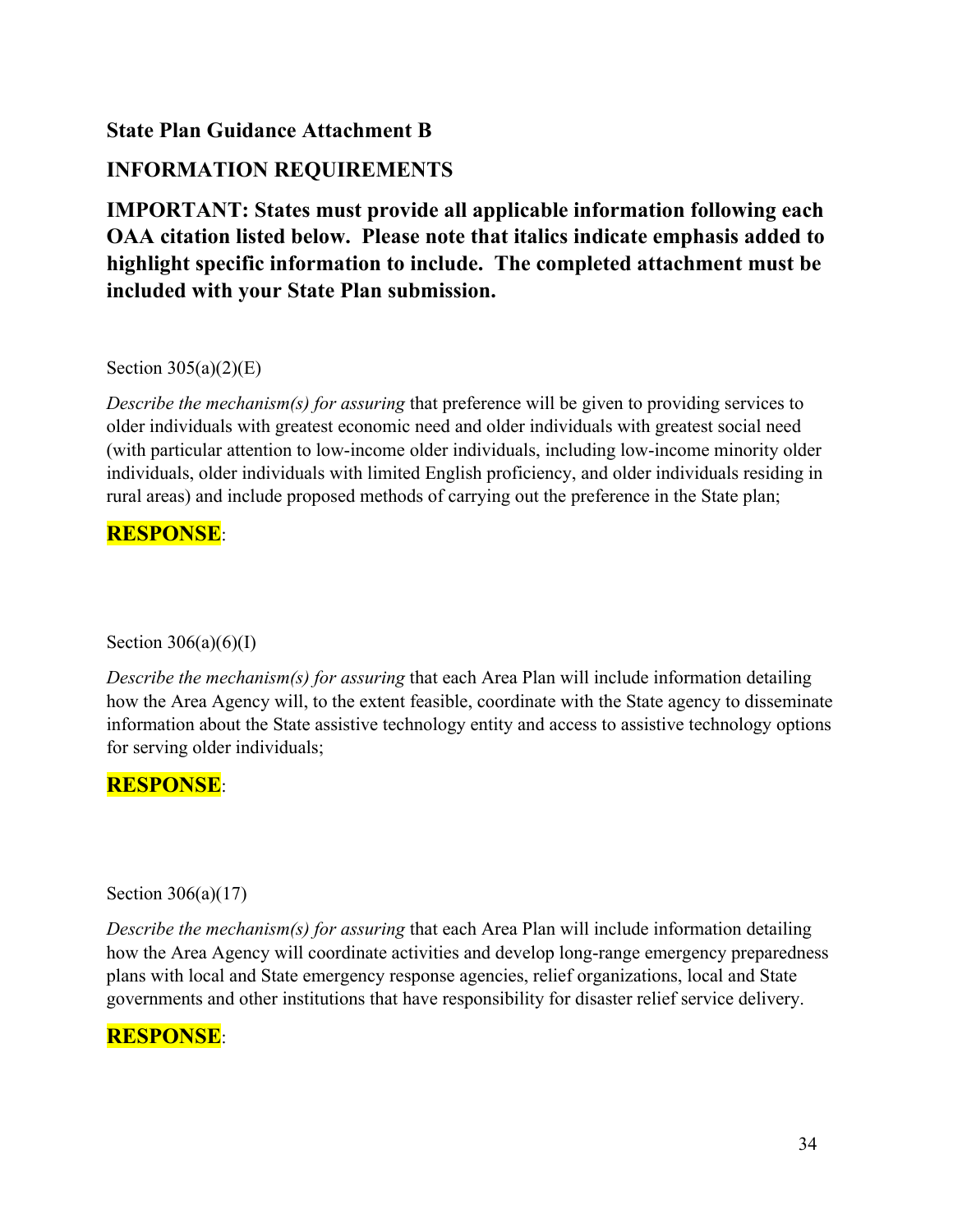## State Plan Guidance Attachment B

## INFORMATION REQUIREMENTS

**IMPORTANT: States must provide all applicable information following each OAA citation listed below. Please note that italics indicate emphasis added to highlight specific information to include. The completed attachment must be included with your State Plan submission.**

Section 305(a)(2)(E)

*Describe the mechanism(s) for assuring* that preference will be given to providing services to older individuals with greatest economic need and older individuals with greatest social need (with particular attention to low-income older individuals, including low-income minority older individuals, older individuals with limited English proficiency, and older individuals residing in rural areas) and include proposed methods of carrying out the preference in the State plan;

**RESPONSE**:

Section 306(a)(6)(I)

*Describe the mechanism(s) for assuring* that each Area Plan will include information detailing how the Area Agency will, to the extent feasible, coordinate with the State agency to disseminate information about the State assistive technology entity and access to assistive technology options for serving older individuals;

**RESPONSE**:

Section 306(a)(17)

*Describe the mechanism(s) for assuring* that each Area Plan will include information detailing how the Area Agency will coordinate activities and develop long-range emergency preparedness plans with local and State emergency response agencies, relief organizations, local and State governments and other institutions that have responsibility for disaster relief service delivery.

**RESPONSE**: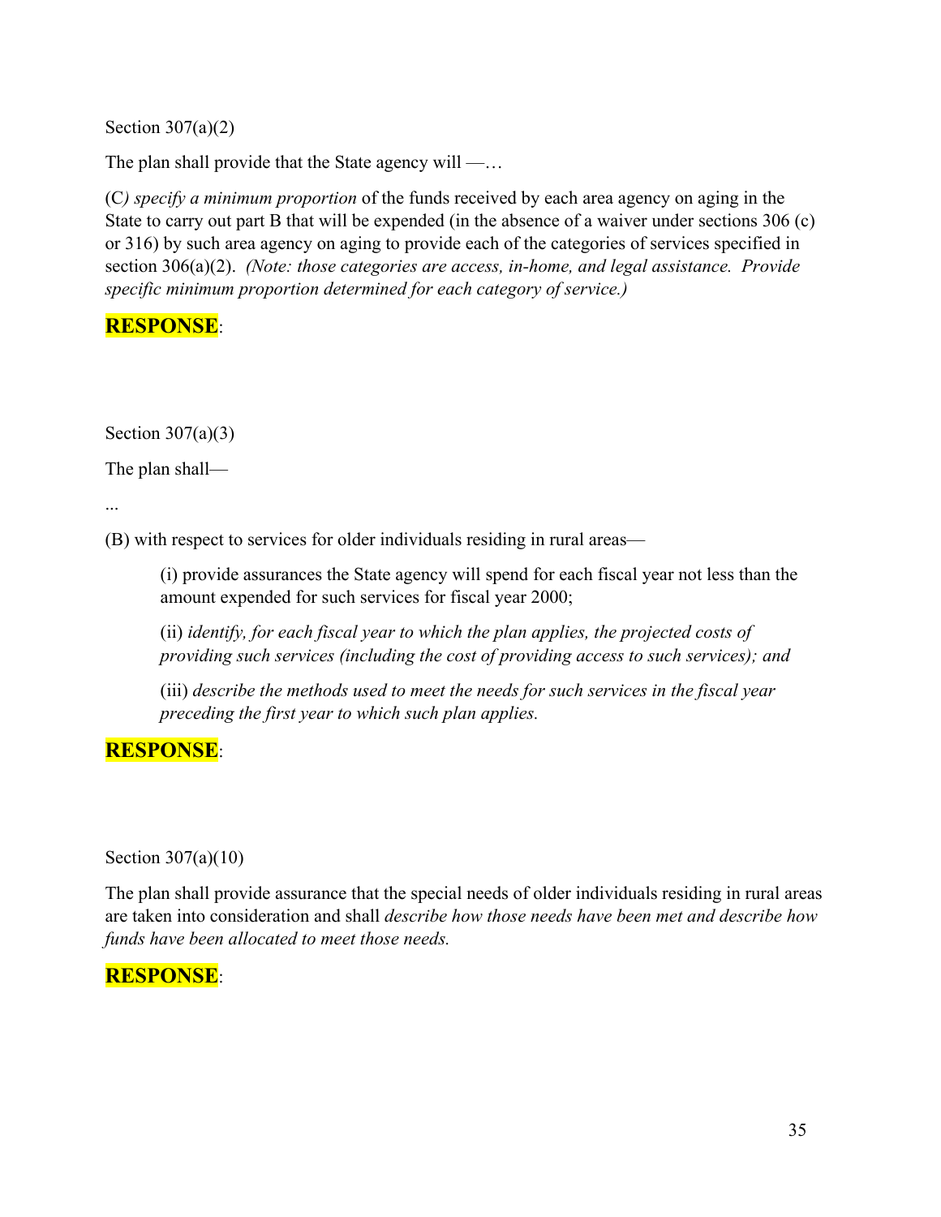Section 307(a)(2)

The plan shall provide that the State agency will —…

(C*) specify a minimum proportion* of the funds received by each area agency on aging in the State to carry out part B that will be expended (in the absence of a waiver under sections 306 (c) or 316) by such area agency on aging to provide each of the categories of services specified in section 306(a)(2). *(Note: those categories are access, in-home, and legal assistance. Provide specific minimum proportion determined for each category of service.)*

**RESPONSE**:

Section 307(a)(3)

The plan shall—

...

(B) with respect to services for older individuals residing in rural areas—

> (i) provide assurances the State agency will spend for each fiscal year not less than the amount expended for such services for fiscal year 2000;
>
> (ii) *identify, for each fiscal year to which the plan applies, the projected costs of providing such services (including the cost of providing access to such services); and*
>
> (iii) *describe the methods used to meet the needs for such services in the fiscal year preceding the first year to which such plan applies.*

**RESPONSE**:

Section 307(a)(10)

The plan shall provide assurance that the special needs of older individuals residing in rural areas are taken into consideration and shall *describe how those needs have been met and describe how funds have been allocated to meet those needs.*

**RESPONSE**: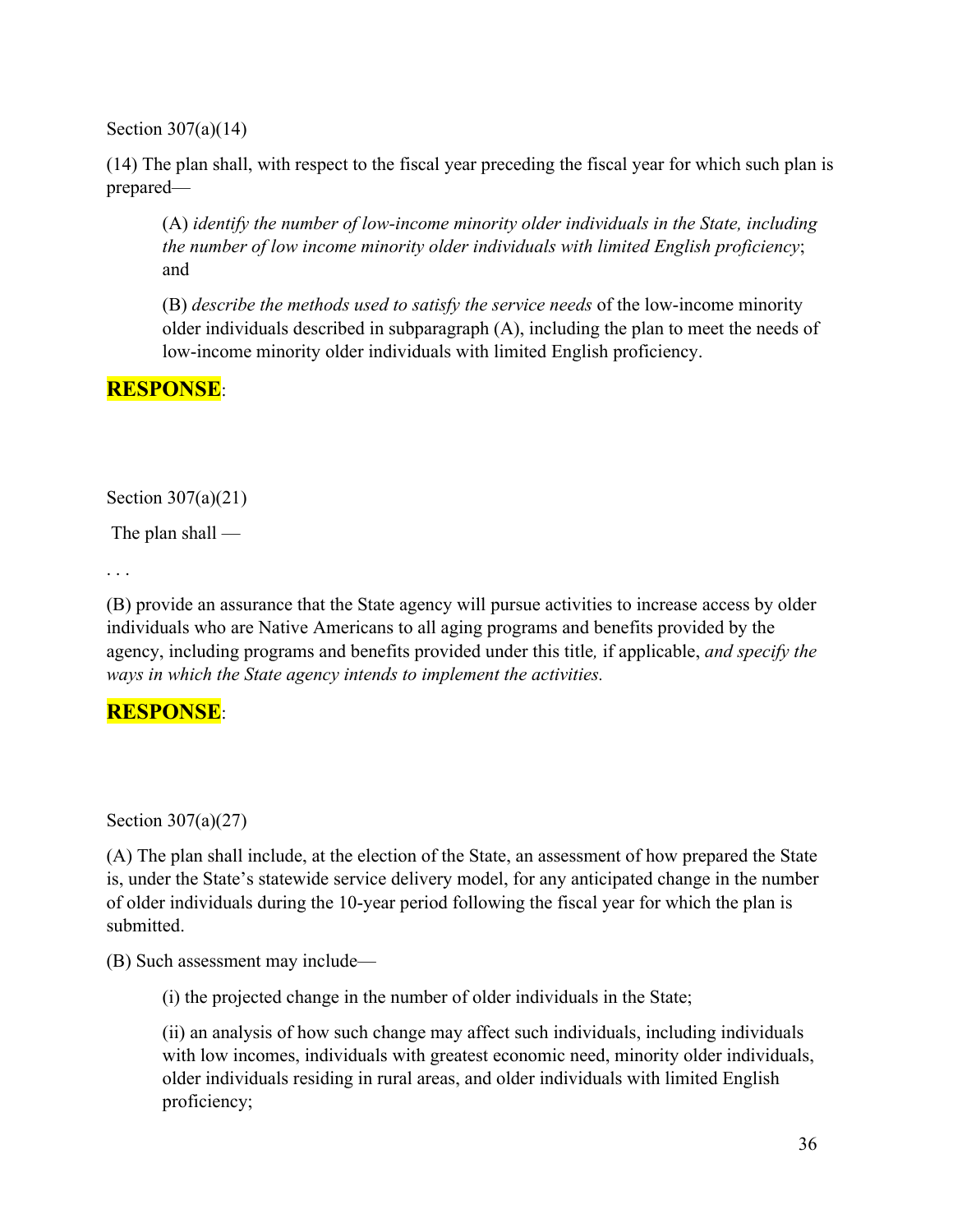Section 307(a)(14)

(14) The plan shall, with respect to the fiscal year preceding the fiscal year for which such plan is prepared—

> (A) *identify the number of low-income minority older individuals in the State, including the number of low income minority older individuals with limited English proficiency*; and
>
> (B) *describe the methods used to satisfy the service needs* of the low-income minority older individuals described in subparagraph (A), including the plan to meet the needs of low-income minority older individuals with limited English proficiency.

**RESPONSE**:

Section 307(a)(21)

The plan shall —

. . .

(B) provide an assurance that the State agency will pursue activities to increase access by older individuals who are Native Americans to all aging programs and benefits provided by the agency, including programs and benefits provided under this title*,* if applicable, *and specify the ways in which the State agency intends to implement the activities.*

**RESPONSE**:

Section 307(a)(27)

(A) The plan shall include, at the election of the State, an assessment of how prepared the State is, under the State's statewide service delivery model, for any anticipated change in the number of older individuals during the 10-year period following the fiscal year for which the plan is submitted.

(B) Such assessment may include—

> (i) the projected change in the number of older individuals in the State;
>
> (ii) an analysis of how such change may affect such individuals, including individuals with low incomes, individuals with greatest economic need, minority older individuals, older individuals residing in rural areas, and older individuals with limited English proficiency;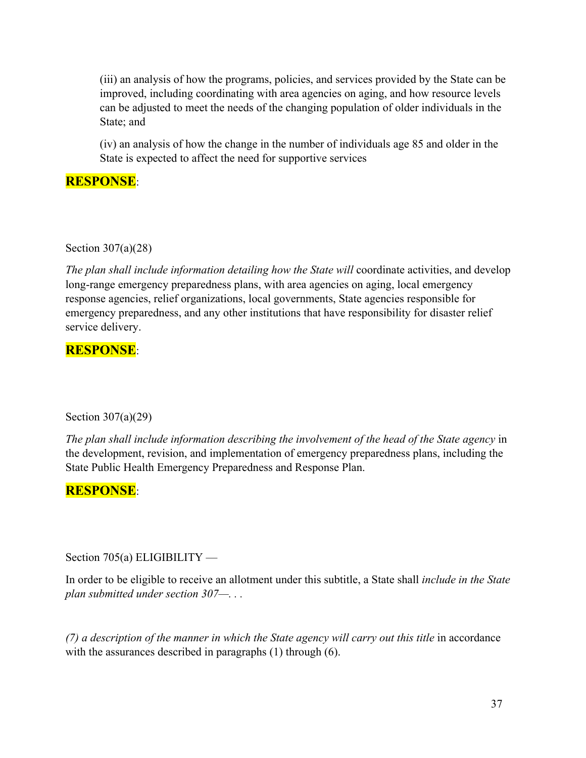(iii) an analysis of how the programs, policies, and services provided by the State can be improved, including coordinating with area agencies on aging, and how resource levels can be adjusted to meet the needs of the changing population of older individuals in the State; and

(iv) an analysis of how the change in the number of individuals age 85 and older in the State is expected to affect the need for supportive services

**RESPONSE**:

Section 307(a)(28)

*The plan shall include information detailing how the State will* coordinate activities, and develop long-range emergency preparedness plans, with area agencies on aging, local emergency response agencies, relief organizations, local governments, State agencies responsible for emergency preparedness, and any other institutions that have responsibility for disaster relief service delivery.

**RESPONSE**:

Section 307(a)(29)

*The plan shall include information describing the involvement of the head of the State agency* in the development, revision, and implementation of emergency preparedness plans, including the State Public Health Emergency Preparedness and Response Plan.

**RESPONSE**:

Section 705(a) ELIGIBILITY —

In order to be eligible to receive an allotment under this subtitle, a State shall *include in the State plan submitted under section 307—. . .*

*(7) a description of the manner in which the State agency will carry out this title* in accordance with the assurances described in paragraphs (1) through (6).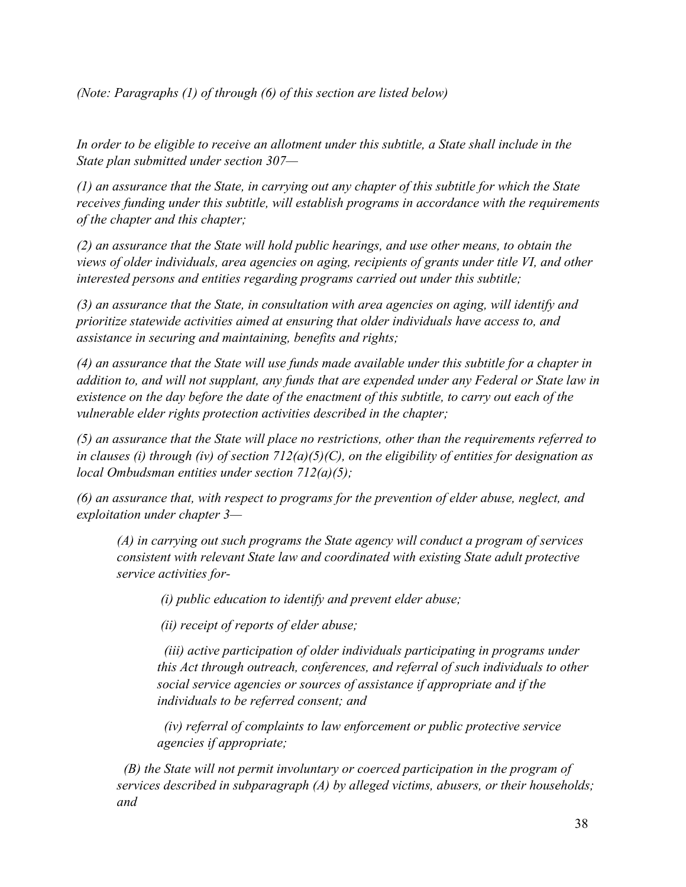*(Note: Paragraphs (1) of through (6) of this section are listed below)*

*In order to be eligible to receive an allotment under this subtitle, a State shall include in the State plan submitted under section 307—*

*(1) an assurance that the State, in carrying out any chapter of this subtitle for which the State receives funding under this subtitle, will establish programs in accordance with the requirements of the chapter and this chapter;*

*(2) an assurance that the State will hold public hearings, and use other means, to obtain the views of older individuals, area agencies on aging, recipients of grants under title VI, and other interested persons and entities regarding programs carried out under this subtitle;*

*(3) an assurance that the State, in consultation with area agencies on aging, will identify and prioritize statewide activities aimed at ensuring that older individuals have access to, and assistance in securing and maintaining, benefits and rights;*

*(4) an assurance that the State will use funds made available under this subtitle for a chapter in addition to, and will not supplant, any funds that are expended under any Federal or State law in existence on the day before the date of the enactment of this subtitle, to carry out each of the vulnerable elder rights protection activities described in the chapter;*

*(5) an assurance that the State will place no restrictions, other than the requirements referred to in clauses (i) through (iv) of section 712(a)(5)(C), on the eligibility of entities for designation as local Ombudsman entities under section 712(a)(5);*

*(6) an assurance that, with respect to programs for the prevention of elder abuse, neglect, and exploitation under chapter 3—*

> *(A) in carrying out such programs the State agency will conduct a program of services consistent with relevant State law and coordinated with existing State adult protective service activities for-*
>
> > *(i) public education to identify and prevent elder abuse;*
> >
> > *(ii) receipt of reports of elder abuse;*
> >
> > *(iii) active participation of older individuals participating in programs under this Act through outreach, conferences, and referral of such individuals to other social service agencies or sources of assistance if appropriate and if the individuals to be referred consent; and*
> >
> > *(iv) referral of complaints to law enforcement or public protective service agencies if appropriate;*
>
> *(B) the State will not permit involuntary or coerced participation in the program of services described in subparagraph (A) by alleged victims, abusers, or their households; and*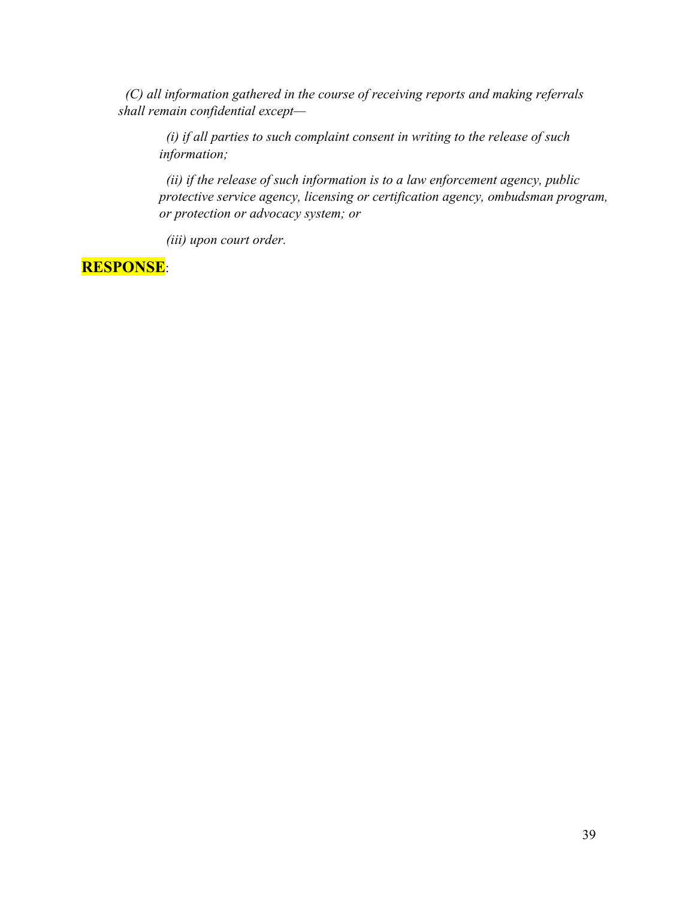*(C) all information gathered in the course of receiving reports and making referrals shall remain confidential except—*

> *(i) if all parties to such complaint consent in writing to the release of such information;*
>
> *(ii) if the release of such information is to a law enforcement agency, public protective service agency, licensing or certification agency, ombudsman program, or protection or advocacy system; or*
>
> *(iii) upon court order.*

**RESPONSE**: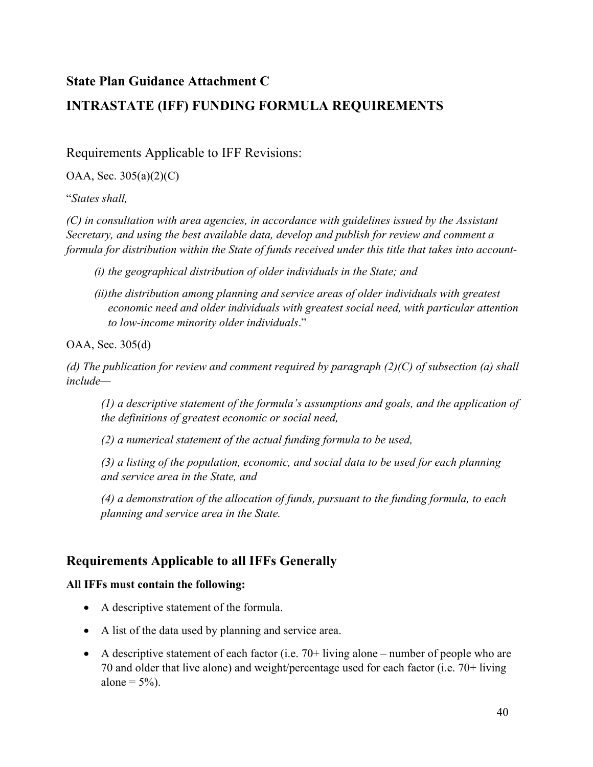## State Plan Guidance Attachment C

## INTRASTATE (IFF) FUNDING FORMULA REQUIREMENTS

Requirements Applicable to IFF Revisions:

OAA, Sec. 305(a)(2)(C)

"*States shall,*

*(C) in consultation with area agencies, in accordance with guidelines issued by the Assistant Secretary, and using the best available data, develop and publish for review and comment a formula for distribution within the State of funds received under this title that takes into account-*

> *(i) the geographical distribution of older individuals in the State; and*
>
> *(ii) the distribution among planning and service areas of older individuals with greatest economic need and older individuals with greatest social need, with particular attention to low-income minority older individuals*."

OAA, Sec. 305(d)

*(d) The publication for review and comment required by paragraph (2)(C) of subsection (a) shall include—*

> *(1) a descriptive statement of the formula's assumptions and goals, and the application of the definitions of greatest economic or social need,*
>
> *(2) a numerical statement of the actual funding formula to be used,*
>
> *(3) a listing of the population, economic, and social data to be used for each planning and service area in the State, and*
>
> *(4) a demonstration of the allocation of funds, pursuant to the funding formula, to each planning and service area in the State.*

## Requirements Applicable to all IFFs Generally

**All IFFs must contain the following:**

- A descriptive statement of the formula.
- A list of the data used by planning and service area.
- A descriptive statement of each factor (i.e. 70+ living alone – number of people who are 70 and older that live alone) and weight/percentage used for each factor (i.e. 70+ living alone = 5%).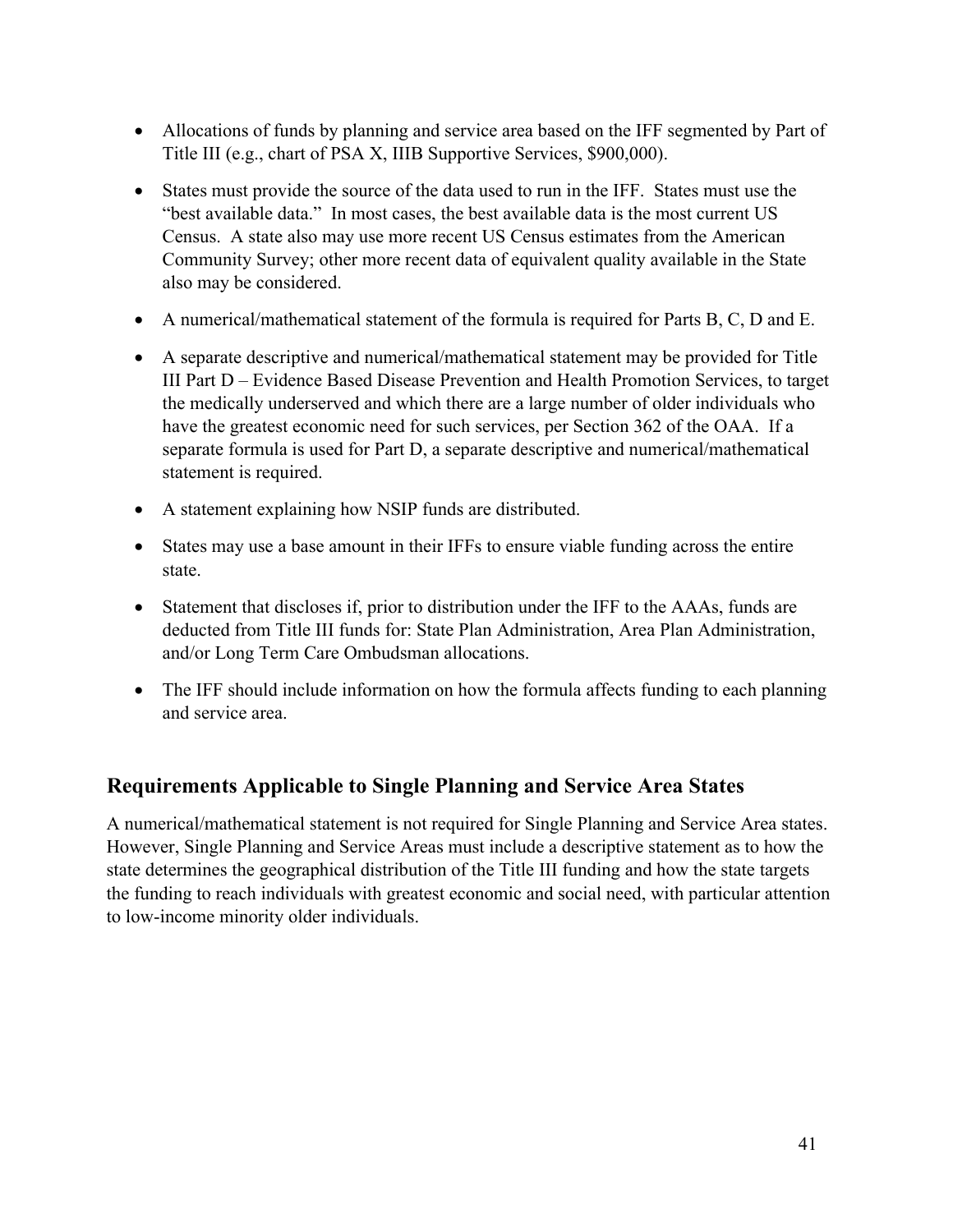- Allocations of funds by planning and service area based on the IFF segmented by Part of Title III (e.g., chart of PSA X, IIIB Supportive Services, $900,000).
- States must provide the source of the data used to run in the IFF. States must use the "best available data." In most cases, the best available data is the most current US Census. A state also may use more recent US Census estimates from the American Community Survey; other more recent data of equivalent quality available in the State also may be considered.
- A numerical/mathematical statement of the formula is required for Parts B, C, D and E.
- A separate descriptive and numerical/mathematical statement may be provided for Title III Part D – Evidence Based Disease Prevention and Health Promotion Services, to target the medically underserved and which there are a large number of older individuals who have the greatest economic need for such services, per Section 362 of the OAA. If a separate formula is used for Part D, a separate descriptive and numerical/mathematical statement is required.
- A statement explaining how NSIP funds are distributed.
- States may use a base amount in their IFFs to ensure viable funding across the entire state.
- Statement that discloses if, prior to distribution under the IFF to the AAAs, funds are deducted from Title III funds for: State Plan Administration, Area Plan Administration, and/or Long Term Care Ombudsman allocations.
- The IFF should include information on how the formula affects funding to each planning and service area.

## Requirements Applicable to Single Planning and Service Area States

A numerical/mathematical statement is not required for Single Planning and Service Area states. However, Single Planning and Service Areas must include a descriptive statement as to how the state determines the geographical distribution of the Title III funding and how the state targets the funding to reach individuals with greatest economic and social need, with particular attention to low-income minority older individuals.